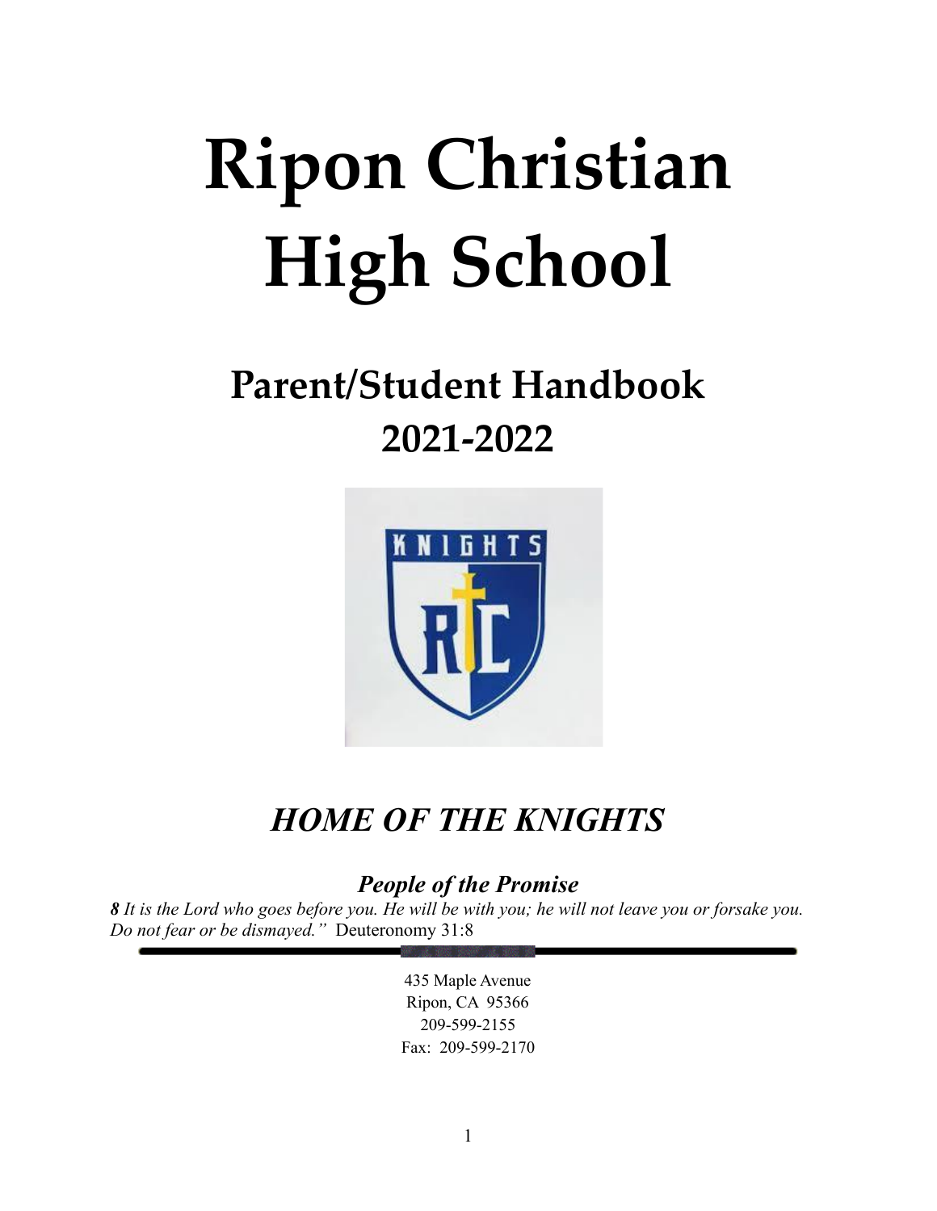# Ripon Christian High School

## Parent/Student Handbook 2021-2022

***HOME OF THE KNIGHTS***

***People of the Promise***

***8** It is the Lord who goes before you. He will be with you; he will not leave you or forsake you. Do not fear or be dismayed."* Deuteronomy 31:8

435 Maple Avenue
Ripon, CA 95366
209-599-2155
Fax: 209-599-2170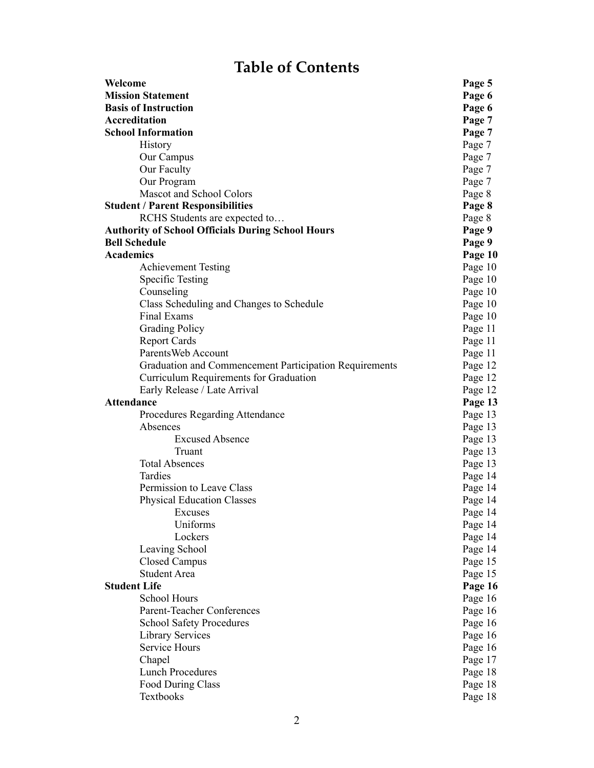# Table of Contents

| | |
|---|---|
| **Welcome** | **Page 5** |
| **Mission Statement** | **Page 6** |
| **Basis of Instruction** | **Page 6** |
| **Accreditation** | **Page 7** |
| **School Information** | **Page 7** |
| History | Page 7 |
| Our Campus | Page 7 |
| Our Faculty | Page 7 |
| Our Program | Page 7 |
| Mascot and School Colors | Page 8 |
| **Student / Parent Responsibilities** | **Page 8** |
| RCHS Students are expected to… | Page 8 |
| **Authority of School Officials During School Hours** | **Page 9** |
| **Bell Schedule** | **Page 9** |
| **Academics** | **Page 10** |
| Achievement Testing | Page 10 |
| Specific Testing | Page 10 |
| Counseling | Page 10 |
| Class Scheduling and Changes to Schedule | Page 10 |
| Final Exams | Page 10 |
| Grading Policy | Page 11 |
| Report Cards | Page 11 |
| ParentsWeb Account | Page 11 |
| Graduation and Commencement Participation Requirements | Page 12 |
| Curriculum Requirements for Graduation | Page 12 |
| Early Release / Late Arrival | Page 12 |
| **Attendance** | **Page 13** |
| Procedures Regarding Attendance | Page 13 |
| Absences | Page 13 |
| Excused Absence | Page 13 |
| Truant | Page 13 |
| Total Absences | Page 13 |
| Tardies | Page 14 |
| Permission to Leave Class | Page 14 |
| Physical Education Classes | Page 14 |
| Excuses | Page 14 |
| Uniforms | Page 14 |
| Lockers | Page 14 |
| Leaving School | Page 14 |
| Closed Campus | Page 15 |
| Student Area | Page 15 |
| **Student Life** | **Page 16** |
| School Hours | Page 16 |
| Parent-Teacher Conferences | Page 16 |
| School Safety Procedures | Page 16 |
| Library Services | Page 16 |
| Service Hours | Page 16 |
| Chapel | Page 17 |
| Lunch Procedures | Page 18 |
| Food During Class | Page 18 |
| Textbooks | Page 18 |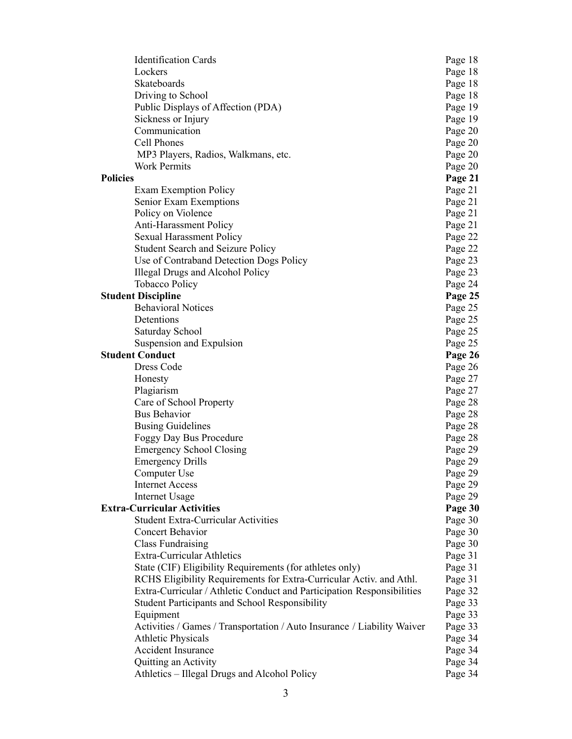| | |
|---|---|
| Identification Cards | Page 18 |
| Lockers | Page 18 |
| Skateboards | Page 18 |
| Driving to School | Page 18 |
| Public Displays of Affection (PDA) | Page 19 |
| Sickness or Injury | Page 19 |
| Communication | Page 20 |
| Cell Phones | Page 20 |
| MP3 Players, Radios, Walkmans, etc. | Page 20 |
| Work Permits | Page 20 |
| **Policies** | **Page 21** |
| Exam Exemption Policy | Page 21 |
| Senior Exam Exemptions | Page 21 |
| Policy on Violence | Page 21 |
| Anti-Harassment Policy | Page 21 |
| Sexual Harassment Policy | Page 22 |
| Student Search and Seizure Policy | Page 22 |
| Use of Contraband Detection Dogs Policy | Page 23 |
| Illegal Drugs and Alcohol Policy | Page 23 |
| Tobacco Policy | Page 24 |
| **Student Discipline** | **Page 25** |
| Behavioral Notices | Page 25 |
| Detentions | Page 25 |
| Saturday School | Page 25 |
| Suspension and Expulsion | Page 25 |
| **Student Conduct** | **Page 26** |
| Dress Code | Page 26 |
| Honesty | Page 27 |
| Plagiarism | Page 27 |
| Care of School Property | Page 28 |
| Bus Behavior | Page 28 |
| Busing Guidelines | Page 28 |
| Foggy Day Bus Procedure | Page 28 |
| Emergency School Closing | Page 29 |
| Emergency Drills | Page 29 |
| Computer Use | Page 29 |
| Internet Access | Page 29 |
| Internet Usage | Page 29 |
| **Extra-Curricular Activities** | **Page 30** |
| Student Extra-Curricular Activities | Page 30 |
| Concert Behavior | Page 30 |
| Class Fundraising | Page 30 |
| Extra-Curricular Athletics | Page 31 |
| State (CIF) Eligibility Requirements (for athletes only) | Page 31 |
| RCHS Eligibility Requirements for Extra-Curricular Activ. and Athl. | Page 31 |
| Extra-Curricular / Athletic Conduct and Participation Responsibilities | Page 32 |
| Student Participants and School Responsibility | Page 33 |
| Equipment | Page 33 |
| Activities / Games / Transportation / Auto Insurance / Liability Waiver | Page 33 |
| Athletic Physicals | Page 34 |
| Accident Insurance | Page 34 |
| Quitting an Activity | Page 34 |
| Athletics – Illegal Drugs and Alcohol Policy | Page 34 |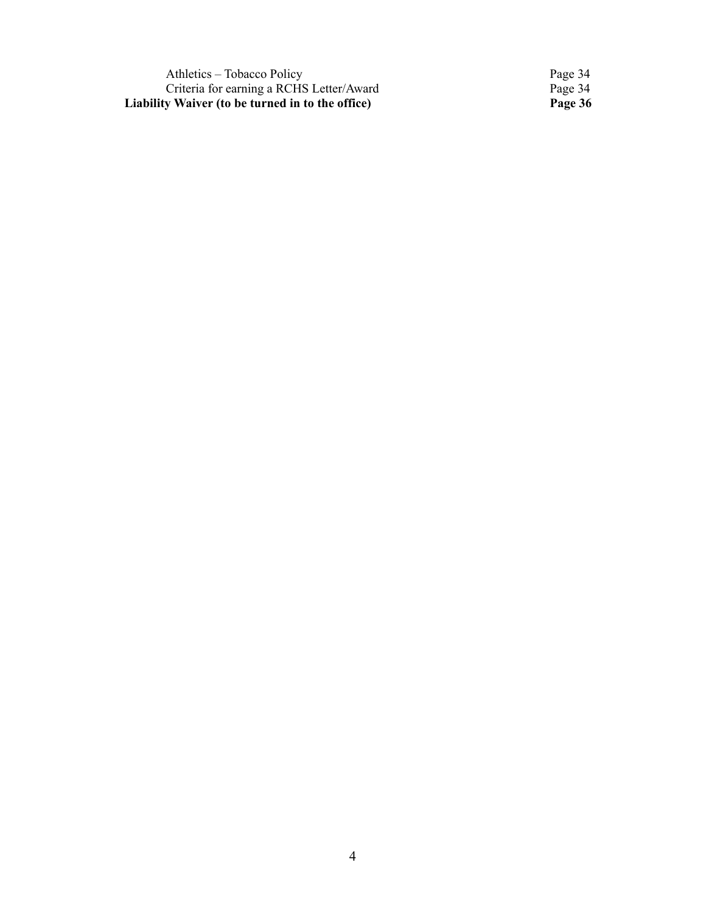| | |
|---|---|
| Athletics – Tobacco Policy | Page 34 |
| Criteria for earning a RCHS Letter/Award | Page 34 |
| **Liability Waiver (to be turned in to the office)** | **Page 36** |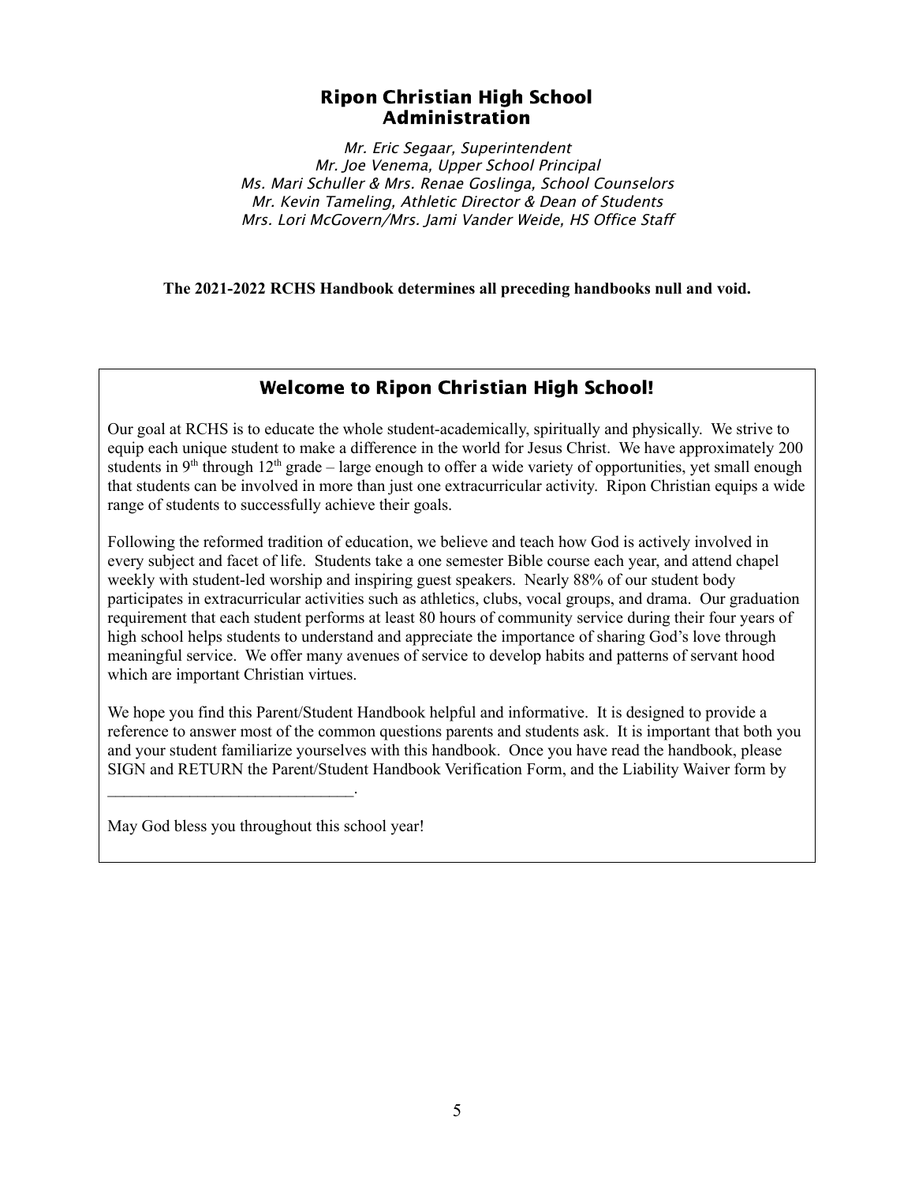## Ripon Christian High School
## Administration

*Mr. Eric Segaar, Superintendent*
*Mr. Joe Venema, Upper School Principal*
*Ms. Mari Schuller & Mrs. Renae Goslinga, School Counselors*
*Mr. Kevin Tameling, Athletic Director & Dean of Students*
*Mrs. Lori McGovern/Mrs. Jami Vander Weide, HS Office Staff*

**The 2021-2022 RCHS Handbook determines all preceding handbooks null and void.**

### Welcome to Ripon Christian High School!

Our goal at RCHS is to educate the whole student-academically, spiritually and physically. We strive to equip each unique student to make a difference in the world for Jesus Christ. We have approximately 200 students in 9th through 12th grade – large enough to offer a wide variety of opportunities, yet small enough that students can be involved in more than just one extracurricular activity. Ripon Christian equips a wide range of students to successfully achieve their goals.

Following the reformed tradition of education, we believe and teach how God is actively involved in every subject and facet of life. Students take a one semester Bible course each year, and attend chapel weekly with student-led worship and inspiring guest speakers. Nearly 88% of our student body participates in extracurricular activities such as athletics, clubs, vocal groups, and drama. Our graduation requirement that each student performs at least 80 hours of community service during their four years of high school helps students to understand and appreciate the importance of sharing God's love through meaningful service. We offer many avenues of service to develop habits and patterns of servant hood which are important Christian virtues.

We hope you find this Parent/Student Handbook helpful and informative. It is designed to provide a reference to answer most of the common questions parents and students ask. It is important that both you and your student familiarize yourselves with this handbook. Once you have read the handbook, please SIGN and RETURN the Parent/Student Handbook Verification Form, and the Liability Waiver form by ______________________________.

May God bless you throughout this school year!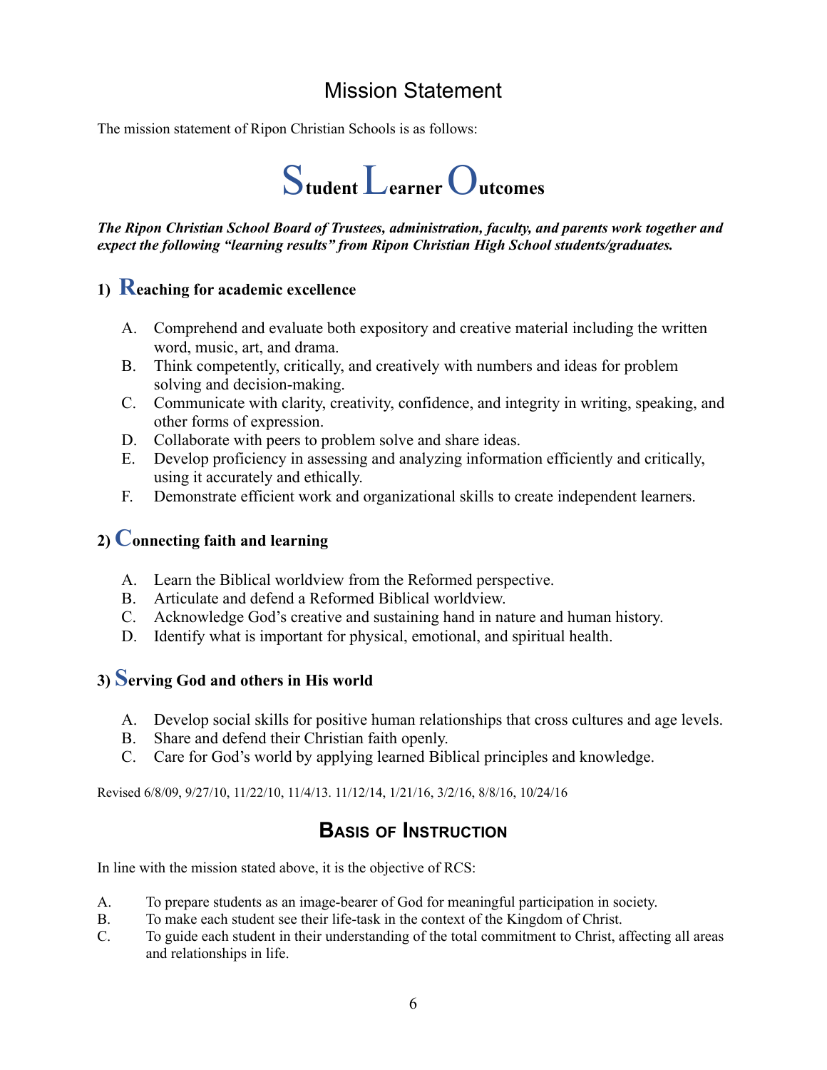# Mission Statement

The mission statement of Ripon Christian Schools is as follows:

## Student Learner Outcomes

***The Ripon Christian School Board of Trustees, administration, faculty, and parents work together and expect the following "learning results" from Ripon Christian High School students/graduates.***

### 1) Reaching for academic excellence

A. Comprehend and evaluate both expository and creative material including the written word, music, art, and drama.
B. Think competently, critically, and creatively with numbers and ideas for problem solving and decision-making.
C. Communicate with clarity, creativity, confidence, and integrity in writing, speaking, and other forms of expression.
D. Collaborate with peers to problem solve and share ideas.
E. Develop proficiency in assessing and analyzing information efficiently and critically, using it accurately and ethically.
F. Demonstrate efficient work and organizational skills to create independent learners.

### 2) Connecting faith and learning

A. Learn the Biblical worldview from the Reformed perspective.
B. Articulate and defend a Reformed Biblical worldview.
C. Acknowledge God's creative and sustaining hand in nature and human history.
D. Identify what is important for physical, emotional, and spiritual health.

### 3) Serving God and others in His world

A. Develop social skills for positive human relationships that cross cultures and age levels.
B. Share and defend their Christian faith openly.
C. Care for God's world by applying learned Biblical principles and knowledge.

Revised 6/8/09, 9/27/10, 11/22/10, 11/4/13. 11/12/14, 1/21/16, 3/2/16, 8/8/16, 10/24/16

## Basis of Instruction

In line with the mission stated above, it is the objective of RCS:

A. To prepare students as an image-bearer of God for meaningful participation in society.
B. To make each student see their life-task in the context of the Kingdom of Christ.
C. To guide each student in their understanding of the total commitment to Christ, affecting all areas and relationships in life.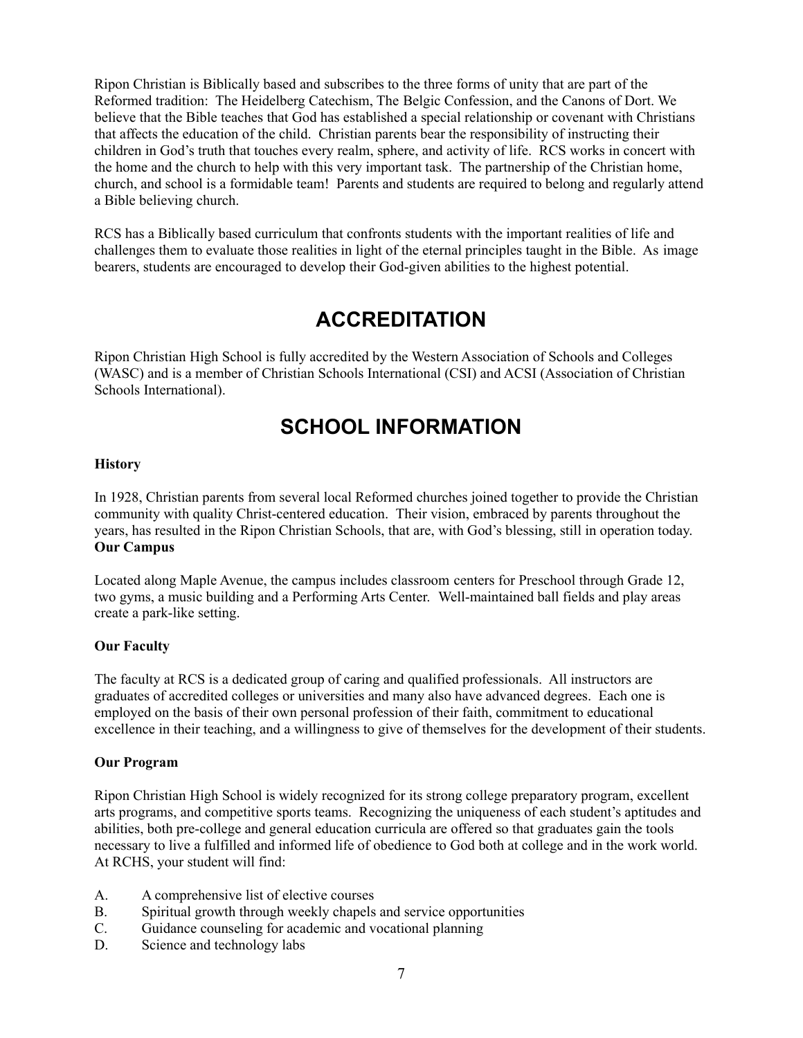Ripon Christian is Biblically based and subscribes to the three forms of unity that are part of the Reformed tradition: The Heidelberg Catechism, The Belgic Confession, and the Canons of Dort. We believe that the Bible teaches that God has established a special relationship or covenant with Christians that affects the education of the child. Christian parents bear the responsibility of instructing their children in God's truth that touches every realm, sphere, and activity of life. RCS works in concert with the home and the church to help with this very important task. The partnership of the Christian home, church, and school is a formidable team! Parents and students are required to belong and regularly attend a Bible believing church.

RCS has a Biblically based curriculum that confronts students with the important realities of life and challenges them to evaluate those realities in light of the eternal principles taught in the Bible. As image bearers, students are encouraged to develop their God-given abilities to the highest potential.

# ACCREDITATION

Ripon Christian High School is fully accredited by the Western Association of Schools and Colleges (WASC) and is a member of Christian Schools International (CSI) and ACSI (Association of Christian Schools International).

# SCHOOL INFORMATION

**History**

In 1928, Christian parents from several local Reformed churches joined together to provide the Christian community with quality Christ-centered education. Their vision, embraced by parents throughout the years, has resulted in the Ripon Christian Schools, that are, with God's blessing, still in operation today.

**Our Campus**

Located along Maple Avenue, the campus includes classroom centers for Preschool through Grade 12, two gyms, a music building and a Performing Arts Center. Well-maintained ball fields and play areas create a park-like setting.

**Our Faculty**

The faculty at RCS is a dedicated group of caring and qualified professionals. All instructors are graduates of accredited colleges or universities and many also have advanced degrees. Each one is employed on the basis of their own personal profession of their faith, commitment to educational excellence in their teaching, and a willingness to give of themselves for the development of their students.

**Our Program**

Ripon Christian High School is widely recognized for its strong college preparatory program, excellent arts programs, and competitive sports teams. Recognizing the uniqueness of each student's aptitudes and abilities, both pre-college and general education curricula are offered so that graduates gain the tools necessary to live a fulfilled and informed life of obedience to God both at college and in the work world. At RCHS, your student will find:

A. A comprehensive list of elective courses
B. Spiritual growth through weekly chapels and service opportunities
C. Guidance counseling for academic and vocational planning
D. Science and technology labs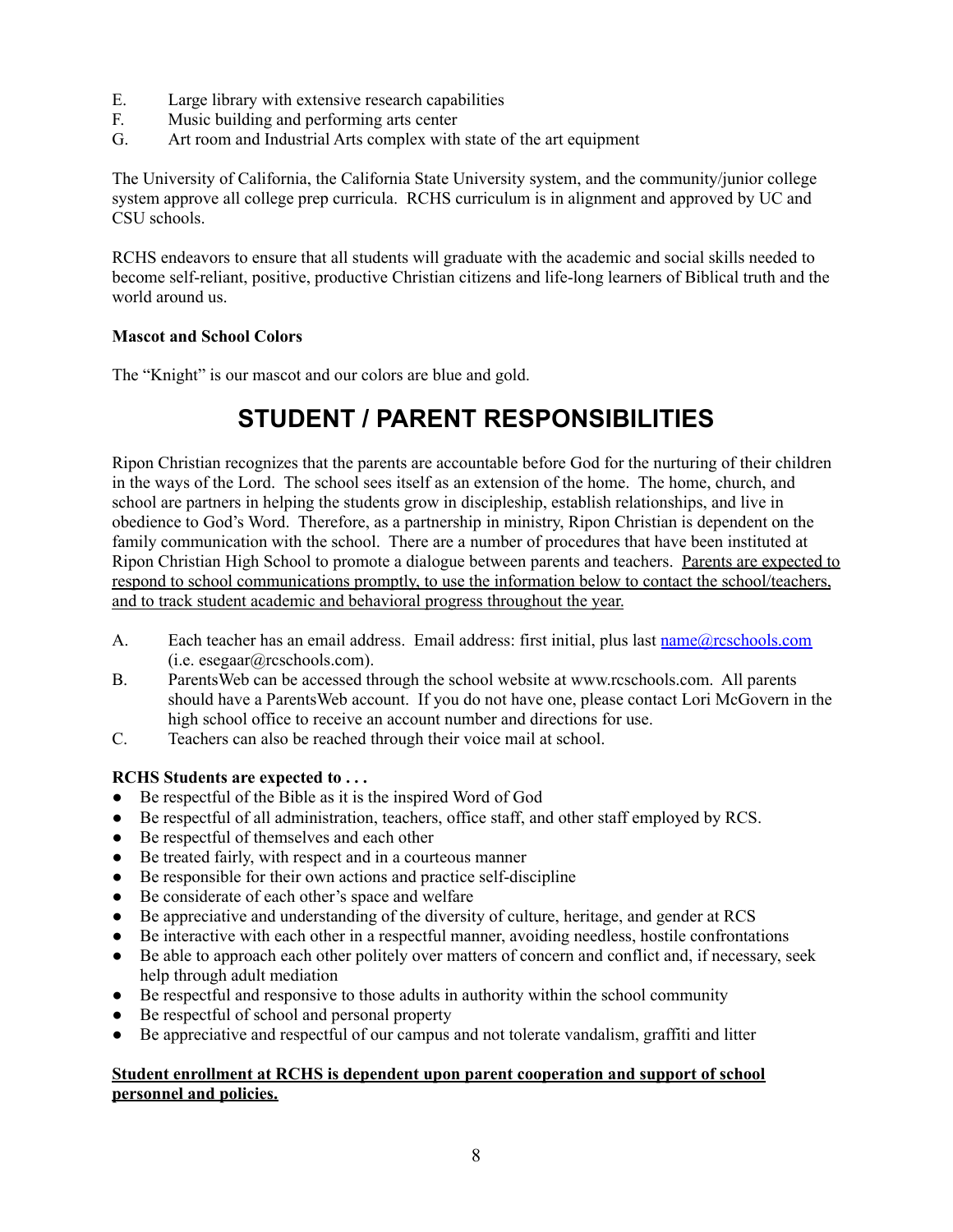E. Large library with extensive research capabilities
F. Music building and performing arts center
G. Art room and Industrial Arts complex with state of the art equipment

The University of California, the California State University system, and the community/junior college system approve all college prep curricula. RCHS curriculum is in alignment and approved by UC and CSU schools.

RCHS endeavors to ensure that all students will graduate with the academic and social skills needed to become self-reliant, positive, productive Christian citizens and life-long learners of Biblical truth and the world around us.

**Mascot and School Colors**

The "Knight" is our mascot and our colors are blue and gold.

# STUDENT / PARENT RESPONSIBILITIES

Ripon Christian recognizes that the parents are accountable before God for the nurturing of their children in the ways of the Lord. The school sees itself as an extension of the home. The home, church, and school are partners in helping the students grow in discipleship, establish relationships, and live in obedience to God's Word. Therefore, as a partnership in ministry, Ripon Christian is dependent on the family communication with the school. There are a number of procedures that have been instituted at Ripon Christian High School to promote a dialogue between parents and teachers. <u>Parents are expected to respond to school communications promptly, to use the information below to contact the school/teachers, and to track student academic and behavioral progress throughout the year.</u>

A. Each teacher has an email address. Email address: first initial, plus last name@rcschools.com (i.e. esegaar@rcschools.com).
B. ParentsWeb can be accessed through the school website at www.rcschools.com. All parents should have a ParentsWeb account. If you do not have one, please contact Lori McGovern in the high school office to receive an account number and directions for use.
C. Teachers can also be reached through their voice mail at school.

**RCHS Students are expected to . . .**

- Be respectful of the Bible as it is the inspired Word of God
- Be respectful of all administration, teachers, office staff, and other staff employed by RCS.
- Be respectful of themselves and each other
- Be treated fairly, with respect and in a courteous manner
- Be responsible for their own actions and practice self-discipline
- Be considerate of each other's space and welfare
- Be appreciative and understanding of the diversity of culture, heritage, and gender at RCS
- Be interactive with each other in a respectful manner, avoiding needless, hostile confrontations
- Be able to approach each other politely over matters of concern and conflict and, if necessary, seek help through adult mediation
- Be respectful and responsive to those adults in authority within the school community
- Be respectful of school and personal property
- Be appreciative and respectful of our campus and not tolerate vandalism, graffiti and litter

**<u>Student enrollment at RCHS is dependent upon parent cooperation and support of school personnel and policies.</u>**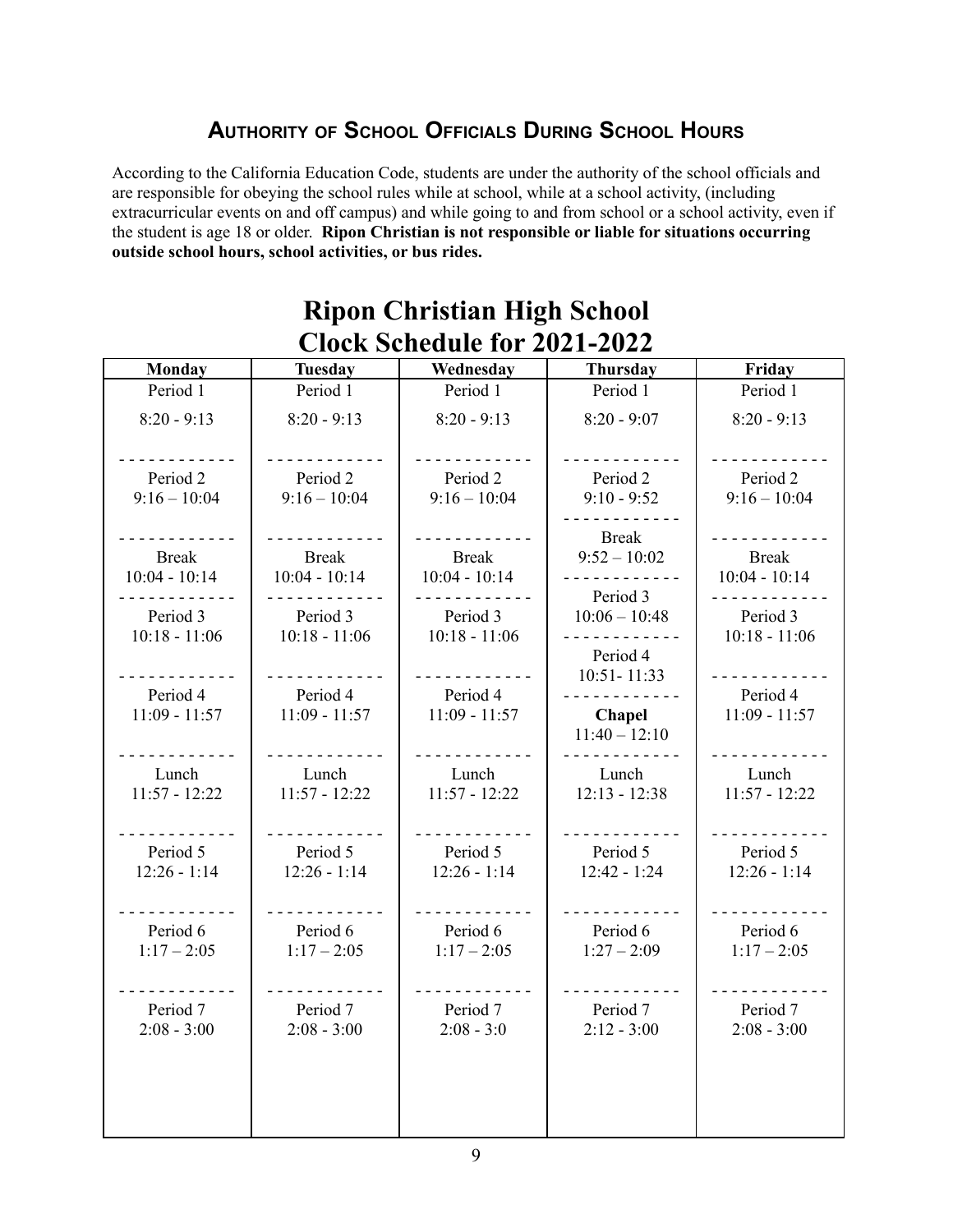## Authority of School Officials During School Hours

According to the California Education Code, students are under the authority of the school officials and are responsible for obeying the school rules while at school, while at a school activity, (including extracurricular events on and off campus) and while going to and from school or a school activity, even if the student is age 18 or older. **Ripon Christian is not responsible or liable for situations occurring outside school hours, school activities, or bus rides.**

# Ripon Christian High School
# Clock Schedule for 2021-2022

| Monday | Tuesday | Wednesday | Thursday | Friday |
|---|---|---|---|---|
| Period 1<br>8:20 - 9:13 | Period 1<br>8:20 - 9:13 | Period 1<br>8:20 - 9:13 | Period 1<br>8:20 - 9:07 | Period 1<br>8:20 - 9:13 |
| Period 2<br>9:16 – 10:04 | Period 2<br>9:16 – 10:04 | Period 2<br>9:16 – 10:04 | Period 2<br>9:10 - 9:52 | Period 2<br>9:16 – 10:04 |
| Break<br>10:04 - 10:14 | Break<br>10:04 - 10:14 | Break<br>10:04 - 10:14 | Break<br>9:52 – 10:02 | Break<br>10:04 - 10:14 |
| Period 3<br>10:18 - 11:06 | Period 3<br>10:18 - 11:06 | Period 3<br>10:18 - 11:06 | Period 3<br>10:06 – 10:48 | Period 3<br>10:18 - 11:06 |
| Period 4<br>11:09 - 11:57 | Period 4<br>11:09 - 11:57 | Period 4<br>11:09 - 11:57 | Period 4<br>10:51- 11:33 | Period 4<br>11:09 - 11:57 |
| | | | **Chapel**<br>11:40 – 12:10 | |
| Lunch<br>11:57 - 12:22 | Lunch<br>11:57 - 12:22 | Lunch<br>11:57 - 12:22 | Lunch<br>12:13 - 12:38 | Lunch<br>11:57 - 12:22 |
| Period 5<br>12:26 - 1:14 | Period 5<br>12:26 - 1:14 | Period 5<br>12:26 - 1:14 | Period 5<br>12:42 - 1:24 | Period 5<br>12:26 - 1:14 |
| Period 6<br>1:17 – 2:05 | Period 6<br>1:17 – 2:05 | Period 6<br>1:17 – 2:05 | Period 6<br>1:27 – 2:09 | Period 6<br>1:17 – 2:05 |
| Period 7<br>2:08 - 3:00 | Period 7<br>2:08 - 3:00 | Period 7<br>2:08 - 3:0 | Period 7<br>2:12 - 3:00 | Period 7<br>2:08 - 3:00 |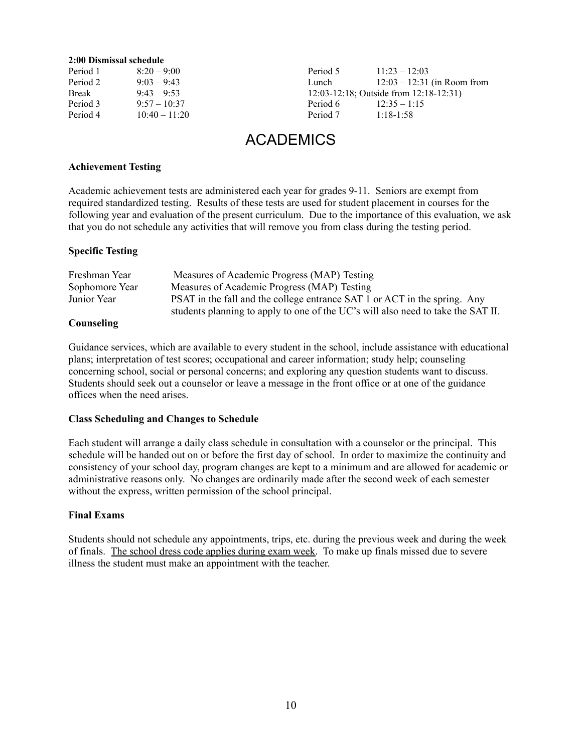**2:00 Dismissal schedule**

| | |
|---|---|
| Period 1 | 8:20 – 9:00 |
| Period 2 | 9:03 – 9:43 |
| Break | 9:43 – 9:53 |
| Period 3 | 9:57 – 10:37 |
| Period 4 | 10:40 – 11:20 |
| Period 5 | 11:23 – 12:03 |
| Lunch | 12:03 – 12:31 (in Room from 12:03-12:18; Outside from 12:18-12:31) |
| Period 6 | 12:35 – 1:15 |
| Period 7 | 1:18-1:58 |

# ACADEMICS

**Achievement Testing**

Academic achievement tests are administered each year for grades 9-11. Seniors are exempt from required standardized testing. Results of these tests are used for student placement in courses for the following year and evaluation of the present curriculum. Due to the importance of this evaluation, we ask that you do not schedule any activities that will remove you from class during the testing period.

**Specific Testing**

| | |
|---|---|
| Freshman Year | Measures of Academic Progress (MAP) Testing |
| Sophomore Year | Measures of Academic Progress (MAP) Testing |
| Junior Year | PSAT in the fall and the college entrance SAT 1 or ACT in the spring. Any students planning to apply to one of the UC's will also need to take the SAT II. |

**Counseling**

Guidance services, which are available to every student in the school, include assistance with educational plans; interpretation of test scores; occupational and career information; study help; counseling concerning school, social or personal concerns; and exploring any question students want to discuss. Students should seek out a counselor or leave a message in the front office or at one of the guidance offices when the need arises.

**Class Scheduling and Changes to Schedule**

Each student will arrange a daily class schedule in consultation with a counselor or the principal. This schedule will be handed out on or before the first day of school. In order to maximize the continuity and consistency of your school day, program changes are kept to a minimum and are allowed for academic or administrative reasons only. No changes are ordinarily made after the second week of each semester without the express, written permission of the school principal.

**Final Exams**

Students should not schedule any appointments, trips, etc. during the previous week and during the week of finals. <u>The school dress code applies during exam week</u>. To make up finals missed due to severe illness the student must make an appointment with the teacher.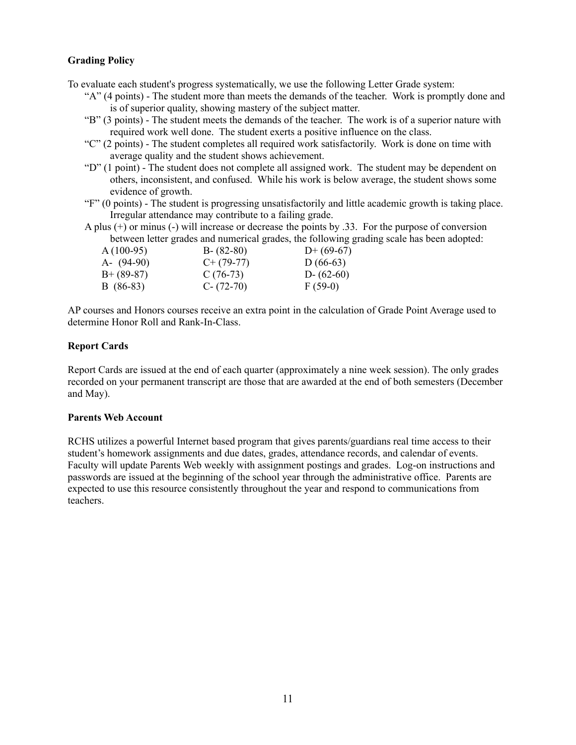**Grading Policy**

To evaluate each student's progress systematically, we use the following Letter Grade system:

- "A" (4 points) - The student more than meets the demands of the teacher. Work is promptly done and is of superior quality, showing mastery of the subject matter.
- "B" (3 points) - The student meets the demands of the teacher. The work is of a superior nature with required work well done. The student exerts a positive influence on the class.
- "C" (2 points) - The student completes all required work satisfactorily. Work is done on time with average quality and the student shows achievement.
- "D" (1 point) - The student does not complete all assigned work. The student may be dependent on others, inconsistent, and confused. While his work is below average, the student shows some evidence of growth.
- "F" (0 points) - The student is progressing unsatisfactorily and little academic growth is taking place. Irregular attendance may contribute to a failing grade.

A plus (+) or minus (-) will increase or decrease the points by .33. For the purpose of conversion between letter grades and numerical grades, the following grading scale has been adopted:

| | | |
|---|---|---|
| A (100-95) | B- (82-80) | D+ (69-67) |
| A- (94-90) | C+ (79-77) | D (66-63) |
| B+ (89-87) | C (76-73) | D- (62-60) |
| B (86-83) | C- (72-70) | F (59-0) |

AP courses and Honors courses receive an extra point in the calculation of Grade Point Average used to determine Honor Roll and Rank-In-Class.

**Report Cards**

Report Cards are issued at the end of each quarter (approximately a nine week session). The only grades recorded on your permanent transcript are those that are awarded at the end of both semesters (December and May).

**Parents Web Account**

RCHS utilizes a powerful Internet based program that gives parents/guardians real time access to their student's homework assignments and due dates, grades, attendance records, and calendar of events. Faculty will update Parents Web weekly with assignment postings and grades. Log-on instructions and passwords are issued at the beginning of the school year through the administrative office. Parents are expected to use this resource consistently throughout the year and respond to communications from teachers.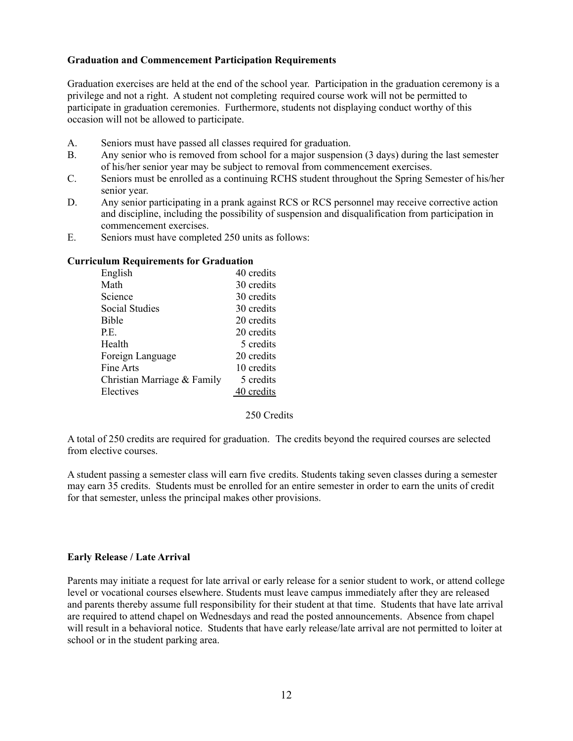**Graduation and Commencement Participation Requirements**

Graduation exercises are held at the end of the school year. Participation in the graduation ceremony is a privilege and not a right. A student not completing required course work will not be permitted to participate in graduation ceremonies. Furthermore, students not displaying conduct worthy of this occasion will not be allowed to participate.

A. Seniors must have passed all classes required for graduation.
B. Any senior who is removed from school for a major suspension (3 days) during the last semester of his/her senior year may be subject to removal from commencement exercises.
C. Seniors must be enrolled as a continuing RCHS student throughout the Spring Semester of his/her senior year.
D. Any senior participating in a prank against RCS or RCS personnel may receive corrective action and discipline, including the possibility of suspension and disqualification from participation in commencement exercises.
E. Seniors must have completed 250 units as follows:

**Curriculum Requirements for Graduation**

| | |
|---|---|
| English | 40 credits |
| Math | 30 credits |
| Science | 30 credits |
| Social Studies | 30 credits |
| Bible | 20 credits |
| P.E. | 20 credits |
| Health | 5 credits |
| Foreign Language | 20 credits |
| Fine Arts | 10 credits |
| Christian Marriage & Family | 5 credits |
| Electives | 40 credits |
| | 250 Credits |

A total of 250 credits are required for graduation. The credits beyond the required courses are selected from elective courses.

A student passing a semester class will earn five credits. Students taking seven classes during a semester may earn 35 credits. Students must be enrolled for an entire semester in order to earn the units of credit for that semester, unless the principal makes other provisions.

**Early Release / Late Arrival**

Parents may initiate a request for late arrival or early release for a senior student to work, or attend college level or vocational courses elsewhere. Students must leave campus immediately after they are released and parents thereby assume full responsibility for their student at that time. Students that have late arrival are required to attend chapel on Wednesdays and read the posted announcements. Absence from chapel will result in a behavioral notice. Students that have early release/late arrival are not permitted to loiter at school or in the student parking area.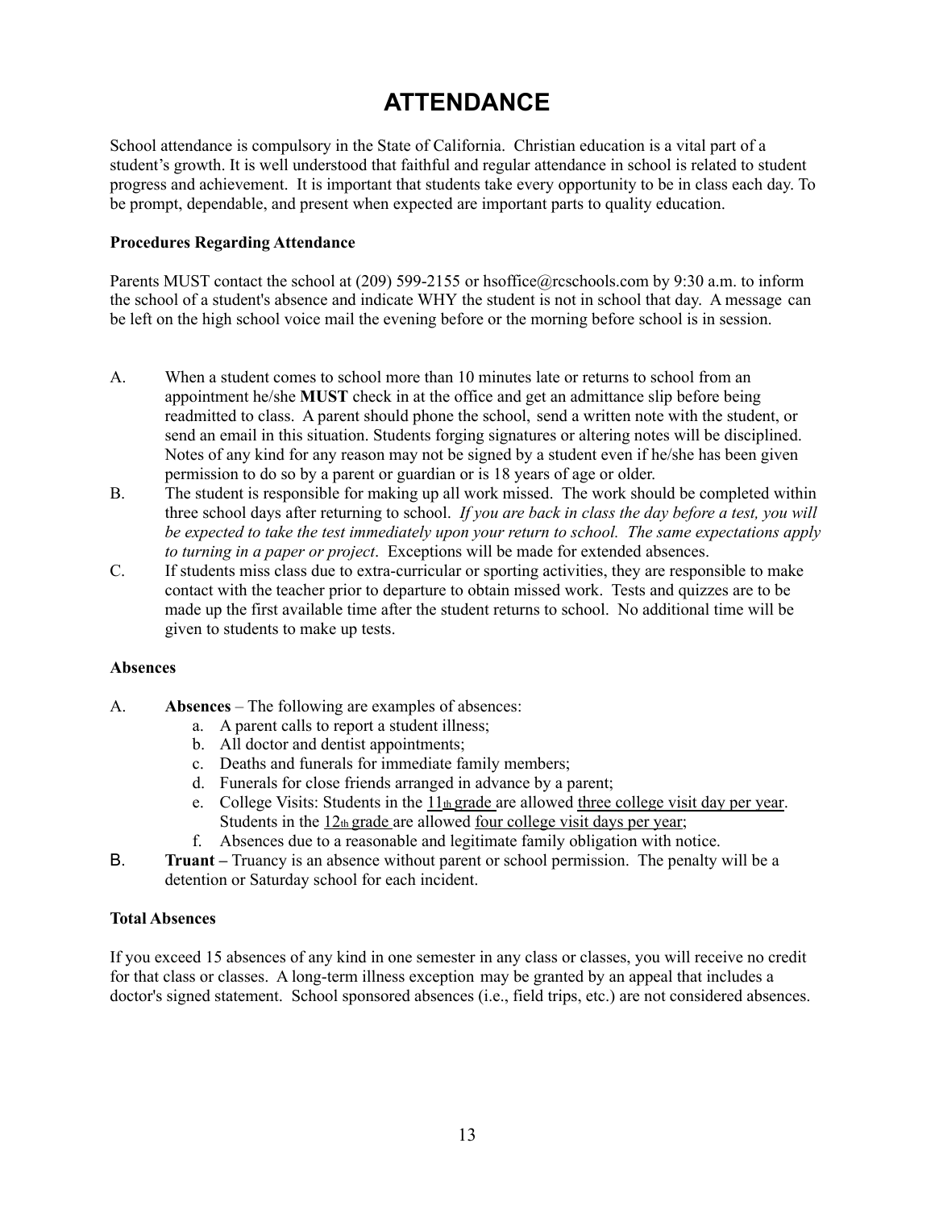# ATTENDANCE

School attendance is compulsory in the State of California. Christian education is a vital part of a student's growth. It is well understood that faithful and regular attendance in school is related to student progress and achievement. It is important that students take every opportunity to be in class each day. To be prompt, dependable, and present when expected are important parts to quality education.

**Procedures Regarding Attendance**

Parents MUST contact the school at (209) 599-2155 or hsoffice@rcschools.com by 9:30 a.m. to inform the school of a student's absence and indicate WHY the student is not in school that day. A message can be left on the high school voice mail the evening before or the morning before school is in session.

A. When a student comes to school more than 10 minutes late or returns to school from an appointment he/she **MUST** check in at the office and get an admittance slip before being readmitted to class. A parent should phone the school, send a written note with the student, or send an email in this situation. Students forging signatures or altering notes will be disciplined. Notes of any kind for any reason may not be signed by a student even if he/she has been given permission to do so by a parent or guardian or is 18 years of age or older.

B. The student is responsible for making up all work missed. The work should be completed within three school days after returning to school. *If you are back in class the day before a test, you will be expected to take the test immediately upon your return to school. The same expectations apply to turning in a paper or project*. Exceptions will be made for extended absences.

C. If students miss class due to extra-curricular or sporting activities, they are responsible to make contact with the teacher prior to departure to obtain missed work. Tests and quizzes are to be made up the first available time after the student returns to school. No additional time will be given to students to make up tests.

**Absences**

A. **Absences** – The following are examples of absences:
   a. A parent calls to report a student illness;
   b. All doctor and dentist appointments;
   c. Deaths and funerals for immediate family members;
   d. Funerals for close friends arranged in advance by a parent;
   e. College Visits: Students in the 11th grade are allowed three college visit day per year. Students in the 12th grade are allowed four college visit days per year;
   f. Absences due to a reasonable and legitimate family obligation with notice.

B. **Truant –** Truancy is an absence without parent or school permission. The penalty will be a detention or Saturday school for each incident.

**Total Absences**

If you exceed 15 absences of any kind in one semester in any class or classes, you will receive no credit for that class or classes. A long-term illness exception may be granted by an appeal that includes a doctor's signed statement. School sponsored absences (i.e., field trips, etc.) are not considered absences.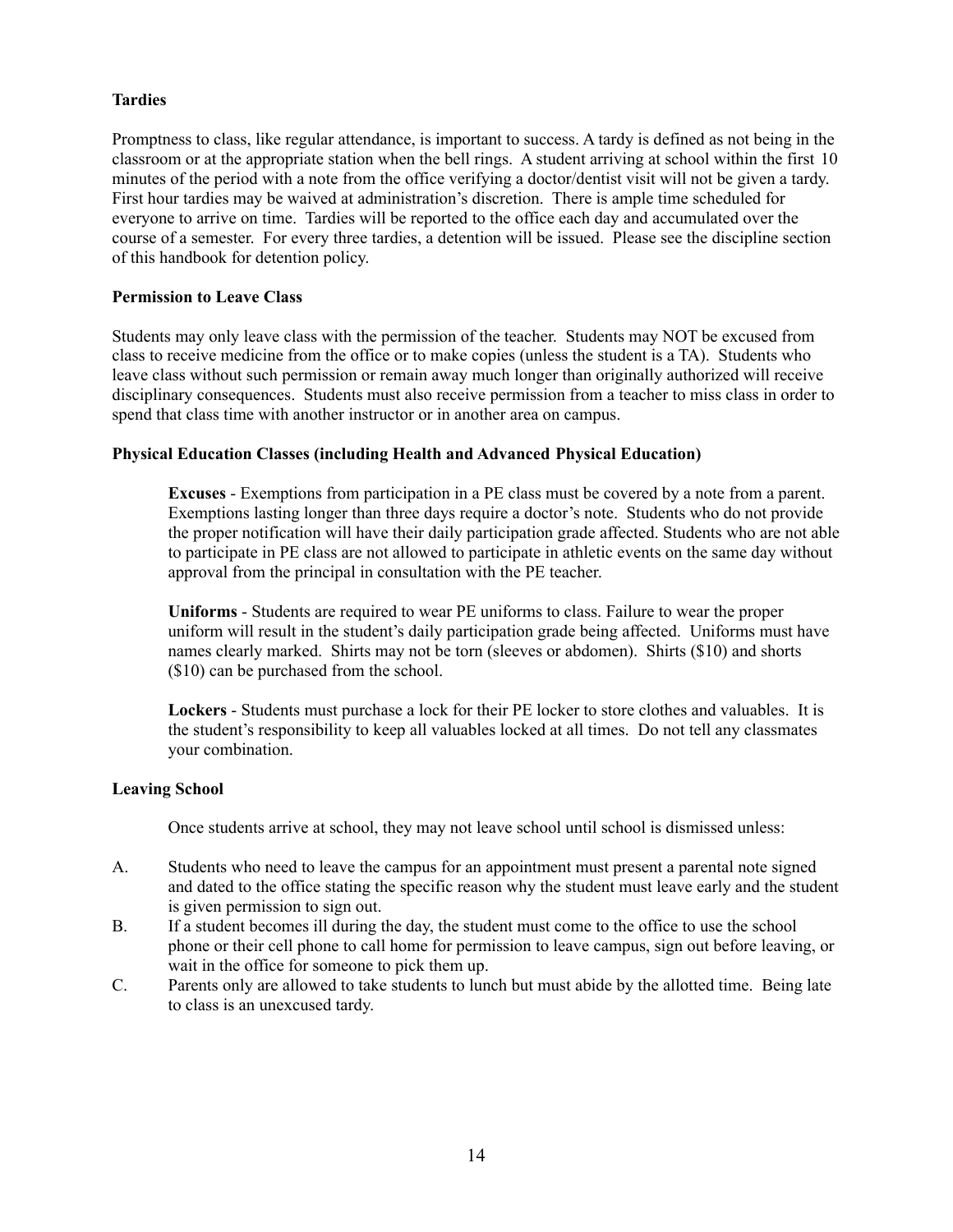**Tardies**

Promptness to class, like regular attendance, is important to success. A tardy is defined as not being in the classroom or at the appropriate station when the bell rings. A student arriving at school within the first 10 minutes of the period with a note from the office verifying a doctor/dentist visit will not be given a tardy. First hour tardies may be waived at administration's discretion. There is ample time scheduled for everyone to arrive on time. Tardies will be reported to the office each day and accumulated over the course of a semester. For every three tardies, a detention will be issued. Please see the discipline section of this handbook for detention policy.

**Permission to Leave Class**

Students may only leave class with the permission of the teacher. Students may NOT be excused from class to receive medicine from the office or to make copies (unless the student is a TA). Students who leave class without such permission or remain away much longer than originally authorized will receive disciplinary consequences. Students must also receive permission from a teacher to miss class in order to spend that class time with another instructor or in another area on campus.

**Physical Education Classes (including Health and Advanced Physical Education)**

**Excuses** - Exemptions from participation in a PE class must be covered by a note from a parent. Exemptions lasting longer than three days require a doctor's note. Students who do not provide the proper notification will have their daily participation grade affected. Students who are not able to participate in PE class are not allowed to participate in athletic events on the same day without approval from the principal in consultation with the PE teacher.

**Uniforms** - Students are required to wear PE uniforms to class. Failure to wear the proper uniform will result in the student's daily participation grade being affected. Uniforms must have names clearly marked. Shirts may not be torn (sleeves or abdomen). Shirts ($10) and shorts ($10) can be purchased from the school.

**Lockers** - Students must purchase a lock for their PE locker to store clothes and valuables. It is the student's responsibility to keep all valuables locked at all times. Do not tell any classmates your combination.

**Leaving School**

Once students arrive at school, they may not leave school until school is dismissed unless:

A. Students who need to leave the campus for an appointment must present a parental note signed and dated to the office stating the specific reason why the student must leave early and the student is given permission to sign out.
B. If a student becomes ill during the day, the student must come to the office to use the school phone or their cell phone to call home for permission to leave campus, sign out before leaving, or wait in the office for someone to pick them up.
C. Parents only are allowed to take students to lunch but must abide by the allotted time. Being late to class is an unexcused tardy.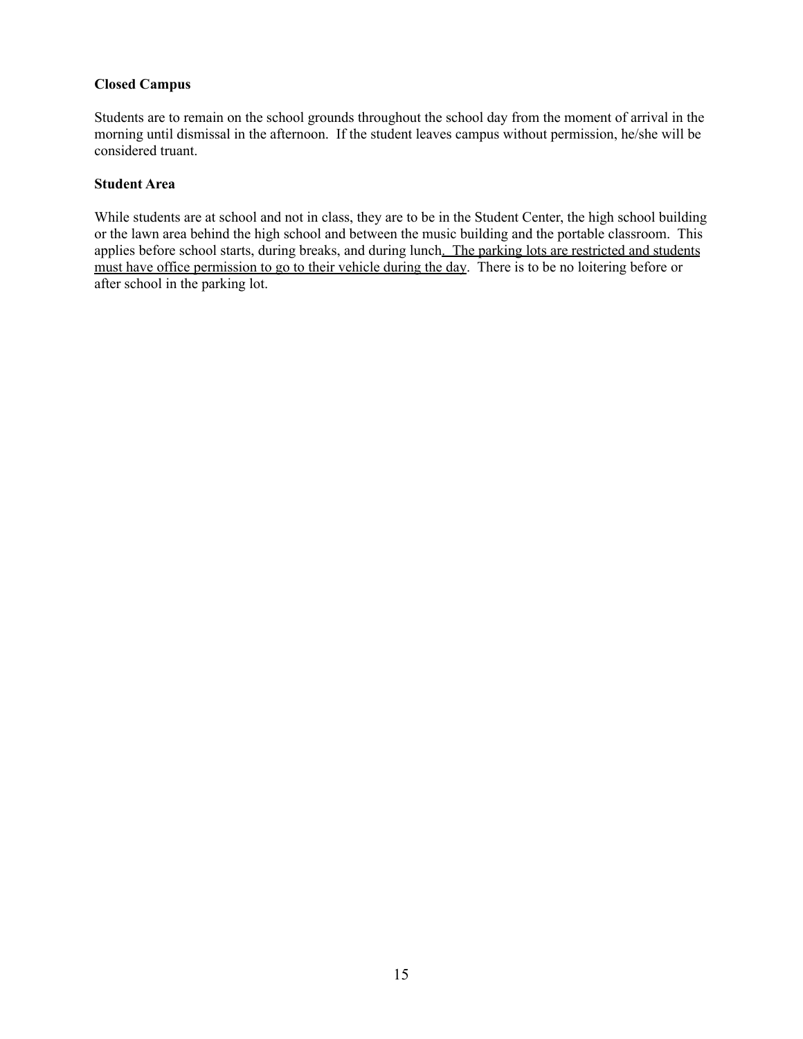**Closed Campus**

Students are to remain on the school grounds throughout the school day from the moment of arrival in the morning until dismissal in the afternoon. If the student leaves campus without permission, he/she will be considered truant.

**Student Area**

While students are at school and not in class, they are to be in the Student Center, the high school building or the lawn area behind the high school and between the music building and the portable classroom. This applies before school starts, during breaks, and during lunch<u>. The parking lots are restricted and students must have office permission to go to their vehicle during the day</u>. There is to be no loitering before or after school in the parking lot.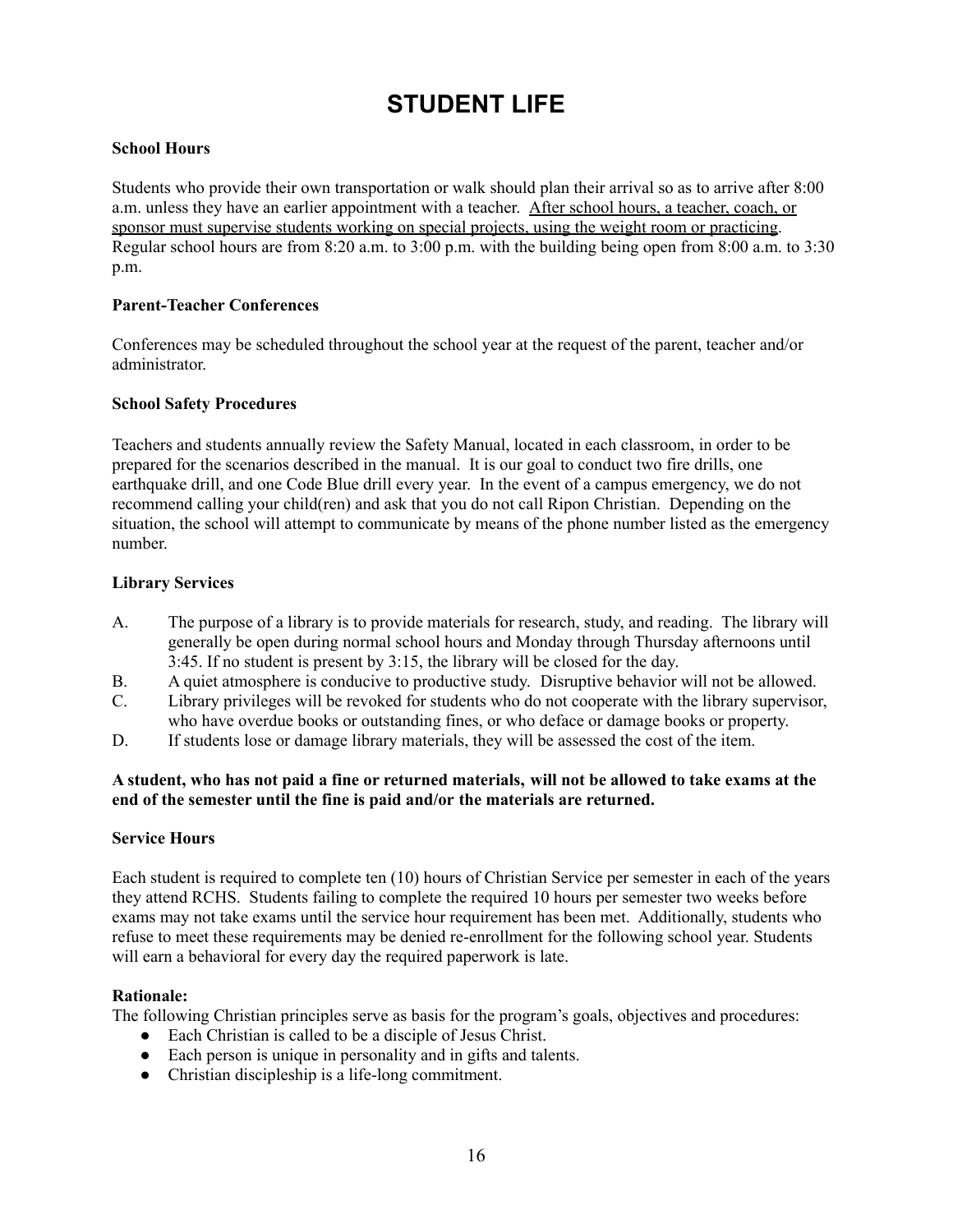# STUDENT LIFE

**School Hours**

Students who provide their own transportation or walk should plan their arrival so as to arrive after 8:00 a.m. unless they have an earlier appointment with a teacher. <u>After school hours, a teacher, coach, or sponsor must supervise students working on special projects, using the weight room or practicing</u>. Regular school hours are from 8:20 a.m. to 3:00 p.m. with the building being open from 8:00 a.m. to 3:30 p.m.

**Parent-Teacher Conferences**

Conferences may be scheduled throughout the school year at the request of the parent, teacher and/or administrator.

**School Safety Procedures**

Teachers and students annually review the Safety Manual, located in each classroom, in order to be prepared for the scenarios described in the manual. It is our goal to conduct two fire drills, one earthquake drill, and one Code Blue drill every year. In the event of a campus emergency, we do not recommend calling your child(ren) and ask that you do not call Ripon Christian. Depending on the situation, the school will attempt to communicate by means of the phone number listed as the emergency number.

**Library Services**

A. The purpose of a library is to provide materials for research, study, and reading. The library will generally be open during normal school hours and Monday through Thursday afternoons until 3:45. If no student is present by 3:15, the library will be closed for the day.

B. A quiet atmosphere is conducive to productive study. Disruptive behavior will not be allowed.

C. Library privileges will be revoked for students who do not cooperate with the library supervisor, who have overdue books or outstanding fines, or who deface or damage books or property.

D. If students lose or damage library materials, they will be assessed the cost of the item.

**A student, who has not paid a fine or returned materials, will not be allowed to take exams at the end of the semester until the fine is paid and/or the materials are returned.**

**Service Hours**

Each student is required to complete ten (10) hours of Christian Service per semester in each of the years they attend RCHS. Students failing to complete the required 10 hours per semester two weeks before exams may not take exams until the service hour requirement has been met. Additionally, students who refuse to meet these requirements may be denied re-enrollment for the following school year. Students will earn a behavioral for every day the required paperwork is late.

**Rationale:**

The following Christian principles serve as basis for the program's goals, objectives and procedures:

- Each Christian is called to be a disciple of Jesus Christ.
- Each person is unique in personality and in gifts and talents.
- Christian discipleship is a life-long commitment.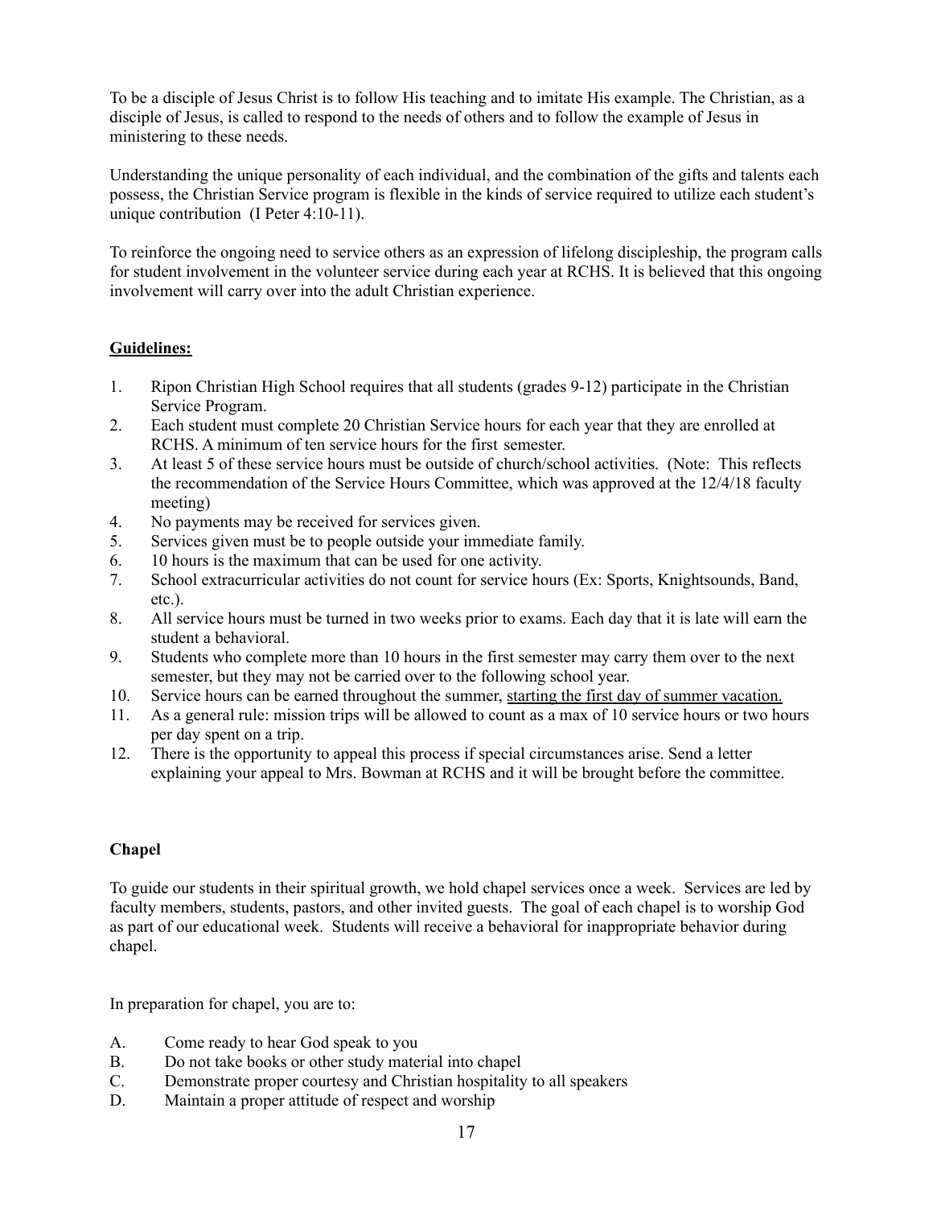To be a disciple of Jesus Christ is to follow His teaching and to imitate His example. The Christian, as a disciple of Jesus, is called to respond to the needs of others and to follow the example of Jesus in ministering to these needs.

Understanding the unique personality of each individual, and the combination of the gifts and talents each possess, the Christian Service program is flexible in the kinds of service required to utilize each student's unique contribution (I Peter 4:10-11).

To reinforce the ongoing need to service others as an expression of lifelong discipleship, the program calls for student involvement in the volunteer service during each year at RCHS. It is believed that this ongoing involvement will carry over into the adult Christian experience.

**Guidelines:**

1. Ripon Christian High School requires that all students (grades 9-12) participate in the Christian Service Program.
2. Each student must complete 20 Christian Service hours for each year that they are enrolled at RCHS. A minimum of ten service hours for the first semester.
3. At least 5 of these service hours must be outside of church/school activities. (Note: This reflects the recommendation of the Service Hours Committee, which was approved at the 12/4/18 faculty meeting)
4. No payments may be received for services given.
5. Services given must be to people outside your immediate family.
6. 10 hours is the maximum that can be used for one activity.
7. School extracurricular activities do not count for service hours (Ex: Sports, Knightsounds, Band, etc.).
8. All service hours must be turned in two weeks prior to exams. Each day that it is late will earn the student a behavioral.
9. Students who complete more than 10 hours in the first semester may carry them over to the next semester, but they may not be carried over to the following school year.
10. Service hours can be earned throughout the summer, <u>starting the first day of summer vacation.</u>
11. As a general rule: mission trips will be allowed to count as a max of 10 service hours or two hours per day spent on a trip.
12. There is the opportunity to appeal this process if special circumstances arise. Send a letter explaining your appeal to Mrs. Bowman at RCHS and it will be brought before the committee.

**Chapel**

To guide our students in their spiritual growth, we hold chapel services once a week. Services are led by faculty members, students, pastors, and other invited guests. The goal of each chapel is to worship God as part of our educational week. Students will receive a behavioral for inappropriate behavior during chapel.

In preparation for chapel, you are to:

A. Come ready to hear God speak to you
B. Do not take books or other study material into chapel
C. Demonstrate proper courtesy and Christian hospitality to all speakers
D. Maintain a proper attitude of respect and worship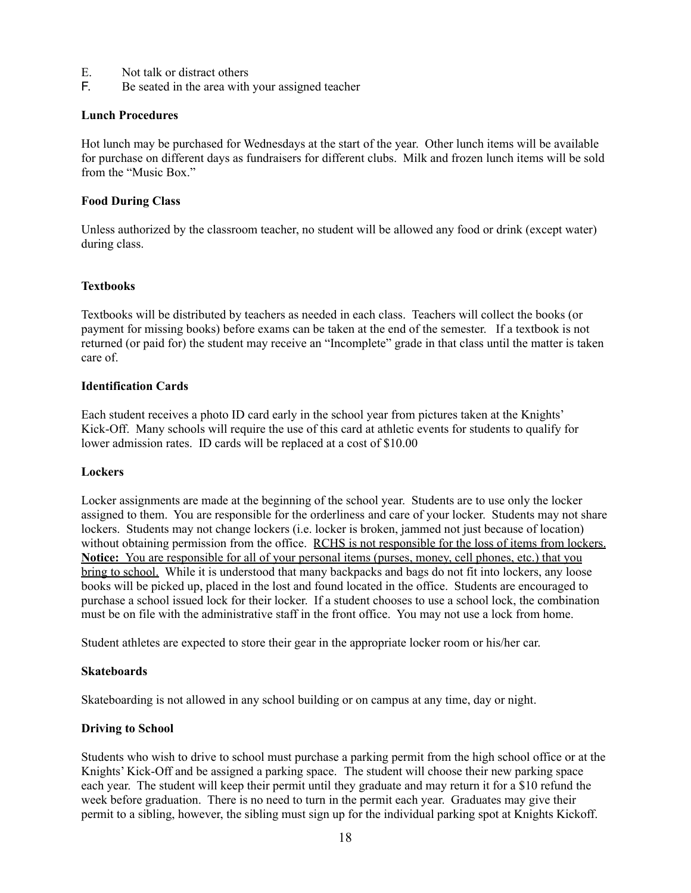E. Not talk or distract others
F. Be seated in the area with your assigned teacher

**Lunch Procedures**

Hot lunch may be purchased for Wednesdays at the start of the year. Other lunch items will be available for purchase on different days as fundraisers for different clubs. Milk and frozen lunch items will be sold from the "Music Box."

**Food During Class**

Unless authorized by the classroom teacher, no student will be allowed any food or drink (except water) during class.

**Textbooks**

Textbooks will be distributed by teachers as needed in each class. Teachers will collect the books (or payment for missing books) before exams can be taken at the end of the semester. If a textbook is not returned (or paid for) the student may receive an "Incomplete" grade in that class until the matter is taken care of.

**Identification Cards**

Each student receives a photo ID card early in the school year from pictures taken at the Knights' Kick-Off. Many schools will require the use of this card at athletic events for students to qualify for lower admission rates. ID cards will be replaced at a cost of $10.00

**Lockers**

Locker assignments are made at the beginning of the school year. Students are to use only the locker assigned to them. You are responsible for the orderliness and care of your locker. Students may not share lockers. Students may not change lockers (i.e. locker is broken, jammed not just because of location) without obtaining permission from the office. <u>RCHS is not responsible for the loss of items from lockers.</u> **<u>Notice:</u>** <u>You are responsible for all of your personal items (purses, money, cell phones, etc.) that you bring to school.</u> While it is understood that many backpacks and bags do not fit into lockers, any loose books will be picked up, placed in the lost and found located in the office. Students are encouraged to purchase a school issued lock for their locker. If a student chooses to use a school lock, the combination must be on file with the administrative staff in the front office. You may not use a lock from home.

Student athletes are expected to store their gear in the appropriate locker room or his/her car.

**Skateboards**

Skateboarding is not allowed in any school building or on campus at any time, day or night.

**Driving to School**

Students who wish to drive to school must purchase a parking permit from the high school office or at the Knights' Kick-Off and be assigned a parking space. The student will choose their new parking space each year. The student will keep their permit until they graduate and may return it for a $10 refund the week before graduation. There is no need to turn in the permit each year. Graduates may give their permit to a sibling, however, the sibling must sign up for the individual parking spot at Knights Kickoff.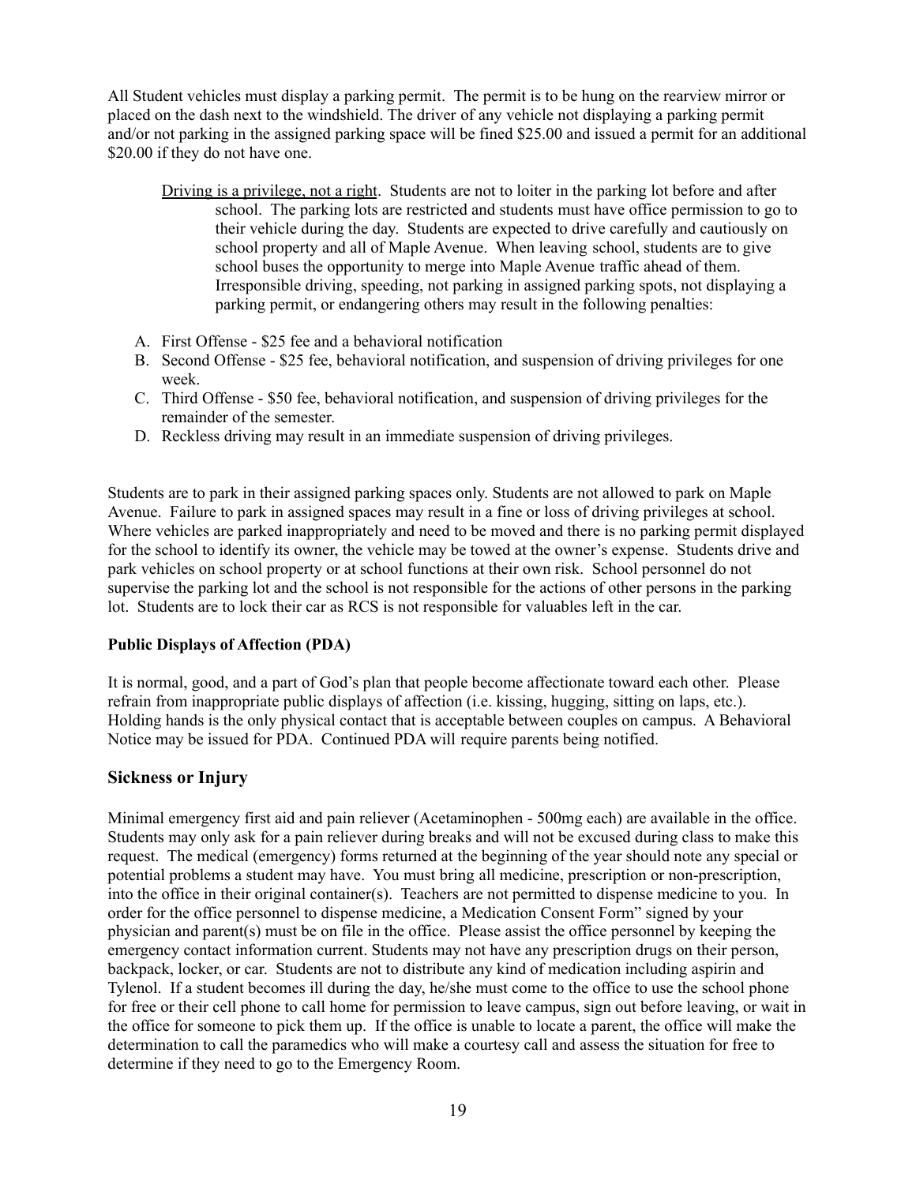All Student vehicles must display a parking permit. The permit is to be hung on the rearview mirror or placed on the dash next to the windshield. The driver of any vehicle not displaying a parking permit and/or not parking in the assigned parking space will be fined $25.00 and issued a permit for an additional $20.00 if they do not have one.

<u>Driving is a privilege, not a right</u>. Students are not to loiter in the parking lot before and after school. The parking lots are restricted and students must have office permission to go to their vehicle during the day. Students are expected to drive carefully and cautiously on school property and all of Maple Avenue. When leaving school, students are to give school buses the opportunity to merge into Maple Avenue traffic ahead of them. Irresponsible driving, speeding, not parking in assigned parking spots, not displaying a parking permit, or endangering others may result in the following penalties:

A. First Offense - $25 fee and a behavioral notification
B. Second Offense - $25 fee, behavioral notification, and suspension of driving privileges for one week.
C. Third Offense - $50 fee, behavioral notification, and suspension of driving privileges for the remainder of the semester.
D. Reckless driving may result in an immediate suspension of driving privileges.

Students are to park in their assigned parking spaces only. Students are not allowed to park on Maple Avenue. Failure to park in assigned spaces may result in a fine or loss of driving privileges at school. Where vehicles are parked inappropriately and need to be moved and there is no parking permit displayed for the school to identify its owner, the vehicle may be towed at the owner's expense. Students drive and park vehicles on school property or at school functions at their own risk. School personnel do not supervise the parking lot and the school is not responsible for the actions of other persons in the parking lot. Students are to lock their car as RCS is not responsible for valuables left in the car.

**Public Displays of Affection (PDA)**

It is normal, good, and a part of God's plan that people become affectionate toward each other. Please refrain from inappropriate public displays of affection (i.e. kissing, hugging, sitting on laps, etc.). Holding hands is the only physical contact that is acceptable between couples on campus. A Behavioral Notice may be issued for PDA. Continued PDA will require parents being notified.

## Sickness or Injury

Minimal emergency first aid and pain reliever (Acetaminophen - 500mg each) are available in the office. Students may only ask for a pain reliever during breaks and will not be excused during class to make this request. The medical (emergency) forms returned at the beginning of the year should note any special or potential problems a student may have. You must bring all medicine, prescription or non-prescription, into the office in their original container(s). Teachers are not permitted to dispense medicine to you. In order for the office personnel to dispense medicine, a Medication Consent Form" signed by your physician and parent(s) must be on file in the office. Please assist the office personnel by keeping the emergency contact information current. Students may not have any prescription drugs on their person, backpack, locker, or car. Students are not to distribute any kind of medication including aspirin and Tylenol. If a student becomes ill during the day, he/she must come to the office to use the school phone for free or their cell phone to call home for permission to leave campus, sign out before leaving, or wait in the office for someone to pick them up. If the office is unable to locate a parent, the office will make the determination to call the paramedics who will make a courtesy call and assess the situation for free to determine if they need to go to the Emergency Room.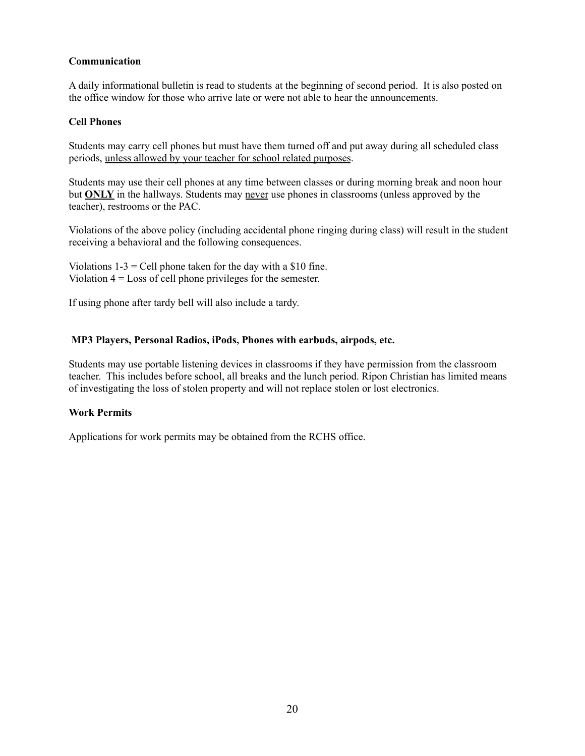**Communication**

A daily informational bulletin is read to students at the beginning of second period. It is also posted on the office window for those who arrive late or were not able to hear the announcements.

**Cell Phones**

Students may carry cell phones but must have them turned off and put away during all scheduled class periods, <u>unless allowed by your teacher for school related purposes</u>.

Students may use their cell phones at any time between classes or during morning break and noon hour but <u>**ONLY**</u> in the hallways. Students may <u>never</u> use phones in classrooms (unless approved by the teacher), restrooms or the PAC.

Violations of the above policy (including accidental phone ringing during class) will result in the student receiving a behavioral and the following consequences.

Violations 1-3 = Cell phone taken for the day with a $10 fine.
Violation 4 = Loss of cell phone privileges for the semester.

If using phone after tardy bell will also include a tardy.

**MP3 Players, Personal Radios, iPods, Phones with earbuds, airpods, etc.**

Students may use portable listening devices in classrooms if they have permission from the classroom teacher. This includes before school, all breaks and the lunch period. Ripon Christian has limited means of investigating the loss of stolen property and will not replace stolen or lost electronics.

**Work Permits**

Applications for work permits may be obtained from the RCHS office.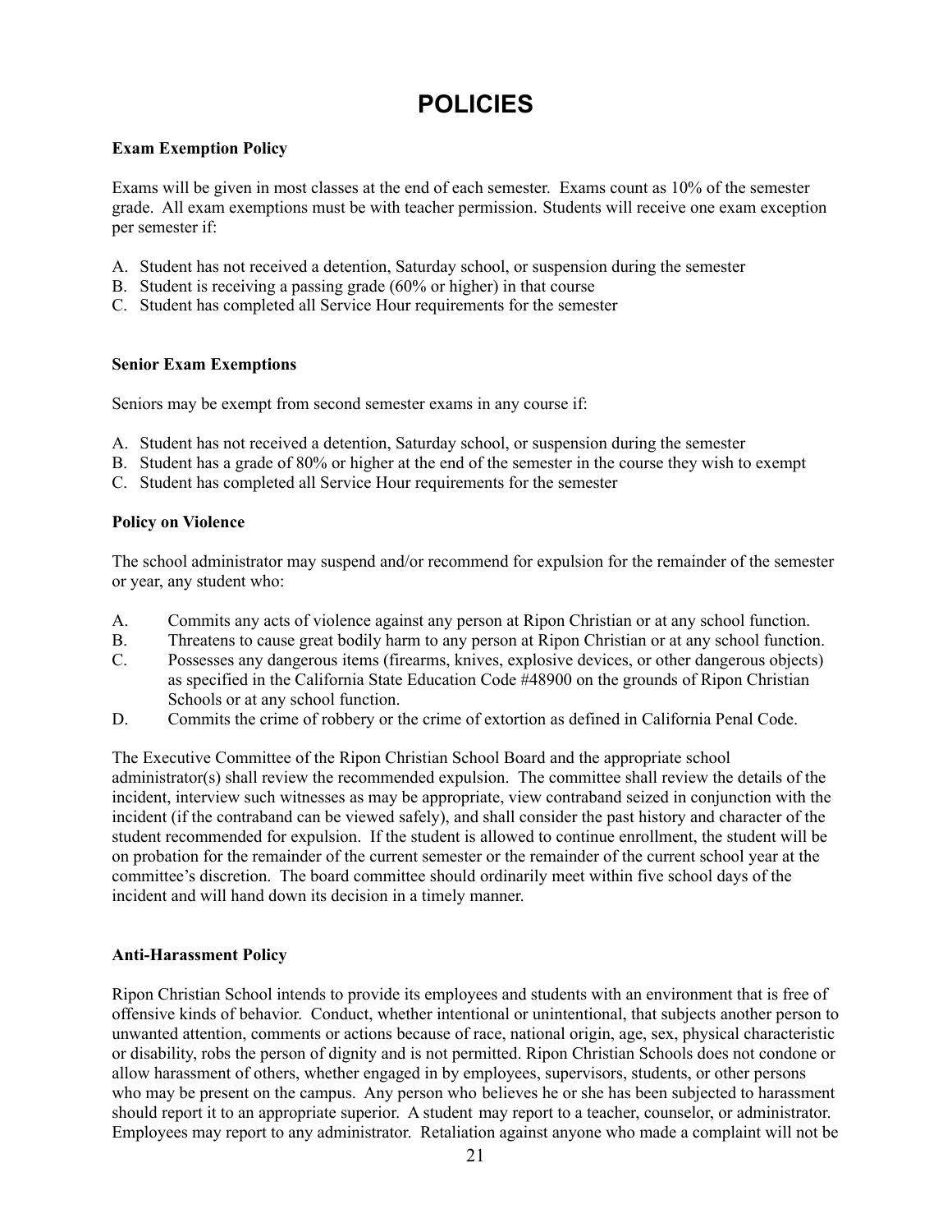# POLICIES

**Exam Exemption Policy**

Exams will be given in most classes at the end of each semester. Exams count as 10% of the semester grade. All exam exemptions must be with teacher permission. Students will receive one exam exception per semester if:

A. Student has not received a detention, Saturday school, or suspension during the semester
B. Student is receiving a passing grade (60% or higher) in that course
C. Student has completed all Service Hour requirements for the semester

**Senior Exam Exemptions**

Seniors may be exempt from second semester exams in any course if:

A. Student has not received a detention, Saturday school, or suspension during the semester
B. Student has a grade of 80% or higher at the end of the semester in the course they wish to exempt
C. Student has completed all Service Hour requirements for the semester

**Policy on Violence**

The school administrator may suspend and/or recommend for expulsion for the remainder of the semester or year, any student who:

A. Commits any acts of violence against any person at Ripon Christian or at any school function.
B. Threatens to cause great bodily harm to any person at Ripon Christian or at any school function.
C. Possesses any dangerous items (firearms, knives, explosive devices, or other dangerous objects) as specified in the California State Education Code #48900 on the grounds of Ripon Christian Schools or at any school function.
D. Commits the crime of robbery or the crime of extortion as defined in California Penal Code.

The Executive Committee of the Ripon Christian School Board and the appropriate school administrator(s) shall review the recommended expulsion. The committee shall review the details of the incident, interview such witnesses as may be appropriate, view contraband seized in conjunction with the incident (if the contraband can be viewed safely), and shall consider the past history and character of the student recommended for expulsion. If the student is allowed to continue enrollment, the student will be on probation for the remainder of the current semester or the remainder of the current school year at the committee's discretion. The board committee should ordinarily meet within five school days of the incident and will hand down its decision in a timely manner.

**Anti-Harassment Policy**

Ripon Christian School intends to provide its employees and students with an environment that is free of offensive kinds of behavior. Conduct, whether intentional or unintentional, that subjects another person to unwanted attention, comments or actions because of race, national origin, age, sex, physical characteristic or disability, robs the person of dignity and is not permitted. Ripon Christian Schools does not condone or allow harassment of others, whether engaged in by employees, supervisors, students, or other persons who may be present on the campus. Any person who believes he or she has been subjected to harassment should report it to an appropriate superior. A student may report to a teacher, counselor, or administrator. Employees may report to any administrator. Retaliation against anyone who made a complaint will not be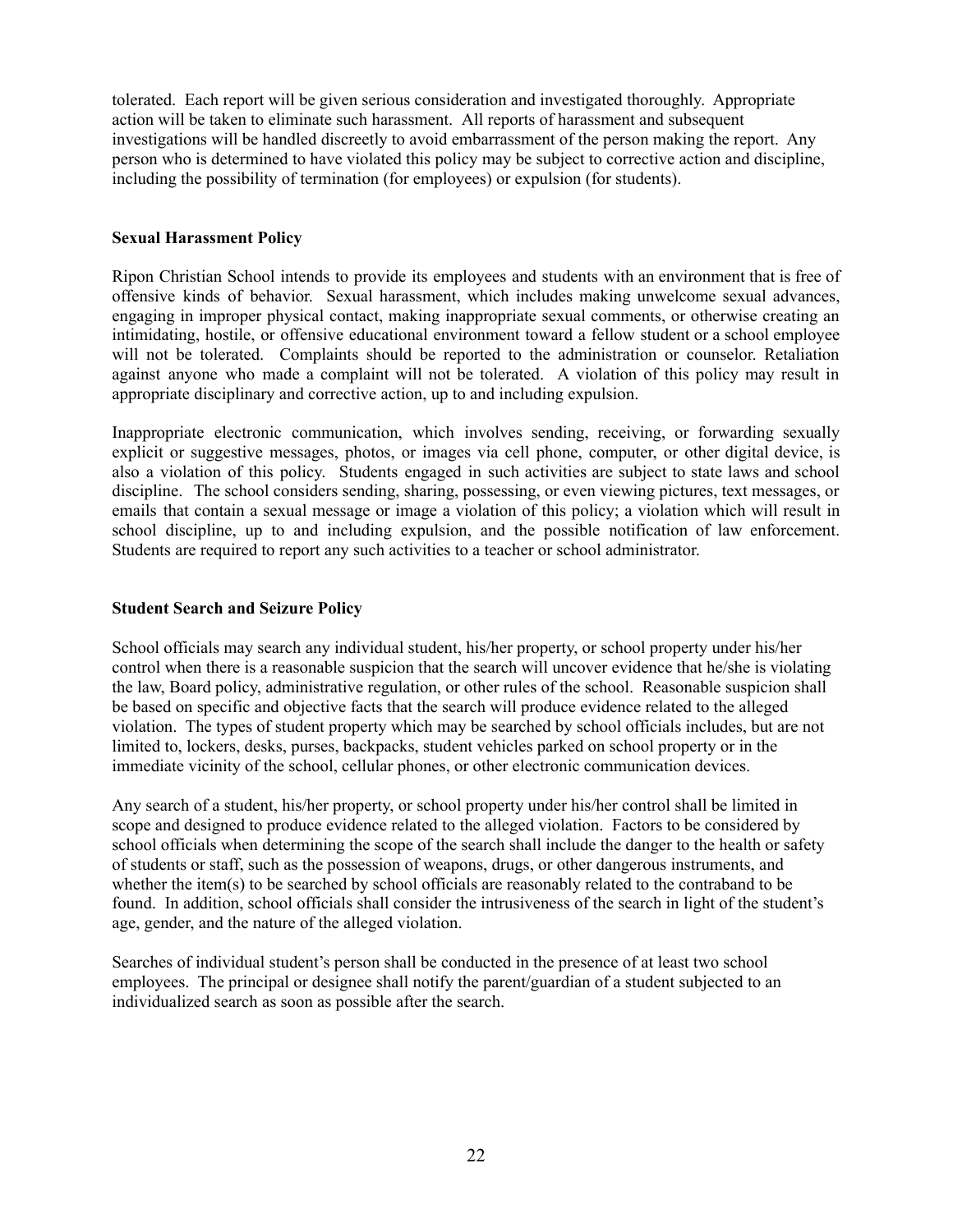tolerated. Each report will be given serious consideration and investigated thoroughly. Appropriate action will be taken to eliminate such harassment. All reports of harassment and subsequent investigations will be handled discreetly to avoid embarrassment of the person making the report. Any person who is determined to have violated this policy may be subject to corrective action and discipline, including the possibility of termination (for employees) or expulsion (for students).

**Sexual Harassment Policy**

Ripon Christian School intends to provide its employees and students with an environment that is free of offensive kinds of behavior. Sexual harassment, which includes making unwelcome sexual advances, engaging in improper physical contact, making inappropriate sexual comments, or otherwise creating an intimidating, hostile, or offensive educational environment toward a fellow student or a school employee will not be tolerated. Complaints should be reported to the administration or counselor. Retaliation against anyone who made a complaint will not be tolerated. A violation of this policy may result in appropriate disciplinary and corrective action, up to and including expulsion.

Inappropriate electronic communication, which involves sending, receiving, or forwarding sexually explicit or suggestive messages, photos, or images via cell phone, computer, or other digital device, is also a violation of this policy. Students engaged in such activities are subject to state laws and school discipline. The school considers sending, sharing, possessing, or even viewing pictures, text messages, or emails that contain a sexual message or image a violation of this policy; a violation which will result in school discipline, up to and including expulsion, and the possible notification of law enforcement. Students are required to report any such activities to a teacher or school administrator.

**Student Search and Seizure Policy**

School officials may search any individual student, his/her property, or school property under his/her control when there is a reasonable suspicion that the search will uncover evidence that he/she is violating the law, Board policy, administrative regulation, or other rules of the school. Reasonable suspicion shall be based on specific and objective facts that the search will produce evidence related to the alleged violation. The types of student property which may be searched by school officials includes, but are not limited to, lockers, desks, purses, backpacks, student vehicles parked on school property or in the immediate vicinity of the school, cellular phones, or other electronic communication devices.

Any search of a student, his/her property, or school property under his/her control shall be limited in scope and designed to produce evidence related to the alleged violation. Factors to be considered by school officials when determining the scope of the search shall include the danger to the health or safety of students or staff, such as the possession of weapons, drugs, or other dangerous instruments, and whether the item(s) to be searched by school officials are reasonably related to the contraband to be found. In addition, school officials shall consider the intrusiveness of the search in light of the student's age, gender, and the nature of the alleged violation.

Searches of individual student's person shall be conducted in the presence of at least two school employees. The principal or designee shall notify the parent/guardian of a student subjected to an individualized search as soon as possible after the search.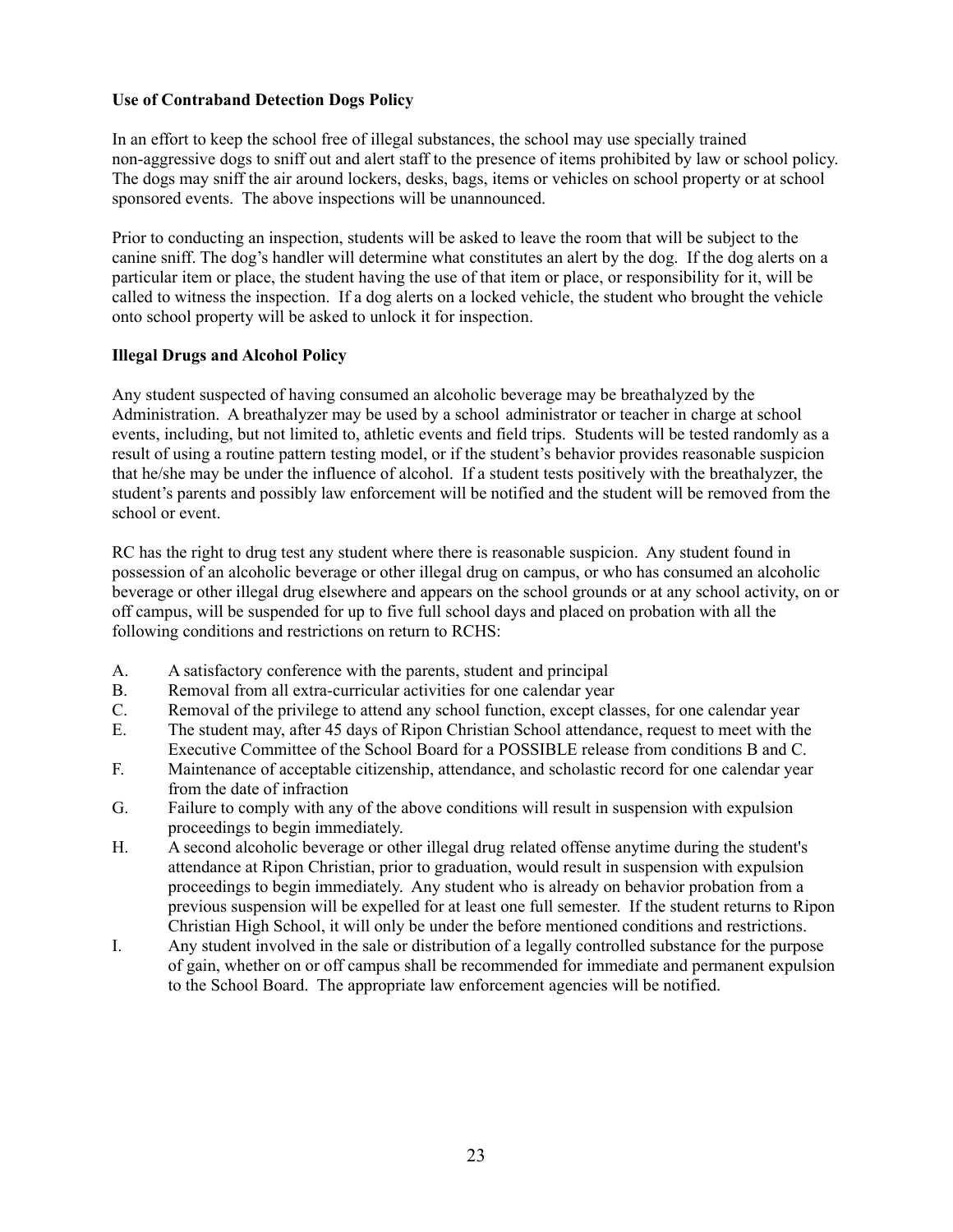**Use of Contraband Detection Dogs Policy**

In an effort to keep the school free of illegal substances, the school may use specially trained non-aggressive dogs to sniff out and alert staff to the presence of items prohibited by law or school policy. The dogs may sniff the air around lockers, desks, bags, items or vehicles on school property or at school sponsored events. The above inspections will be unannounced.

Prior to conducting an inspection, students will be asked to leave the room that will be subject to the canine sniff. The dog's handler will determine what constitutes an alert by the dog. If the dog alerts on a particular item or place, the student having the use of that item or place, or responsibility for it, will be called to witness the inspection. If a dog alerts on a locked vehicle, the student who brought the vehicle onto school property will be asked to unlock it for inspection.

**Illegal Drugs and Alcohol Policy**

Any student suspected of having consumed an alcoholic beverage may be breathalyzed by the Administration. A breathalyzer may be used by a school administrator or teacher in charge at school events, including, but not limited to, athletic events and field trips. Students will be tested randomly as a result of using a routine pattern testing model, or if the student's behavior provides reasonable suspicion that he/she may be under the influence of alcohol. If a student tests positively with the breathalyzer, the student's parents and possibly law enforcement will be notified and the student will be removed from the school or event.

RC has the right to drug test any student where there is reasonable suspicion. Any student found in possession of an alcoholic beverage or other illegal drug on campus, or who has consumed an alcoholic beverage or other illegal drug elsewhere and appears on the school grounds or at any school activity, on or off campus, will be suspended for up to five full school days and placed on probation with all the following conditions and restrictions on return to RCHS:

A. A satisfactory conference with the parents, student and principal
B. Removal from all extra-curricular activities for one calendar year
C. Removal of the privilege to attend any school function, except classes, for one calendar year
E. The student may, after 45 days of Ripon Christian School attendance, request to meet with the Executive Committee of the School Board for a POSSIBLE release from conditions B and C.
F. Maintenance of acceptable citizenship, attendance, and scholastic record for one calendar year from the date of infraction
G. Failure to comply with any of the above conditions will result in suspension with expulsion proceedings to begin immediately.
H. A second alcoholic beverage or other illegal drug related offense anytime during the student's attendance at Ripon Christian, prior to graduation, would result in suspension with expulsion proceedings to begin immediately. Any student who is already on behavior probation from a previous suspension will be expelled for at least one full semester. If the student returns to Ripon Christian High School, it will only be under the before mentioned conditions and restrictions.
I. Any student involved in the sale or distribution of a legally controlled substance for the purpose of gain, whether on or off campus shall be recommended for immediate and permanent expulsion to the School Board. The appropriate law enforcement agencies will be notified.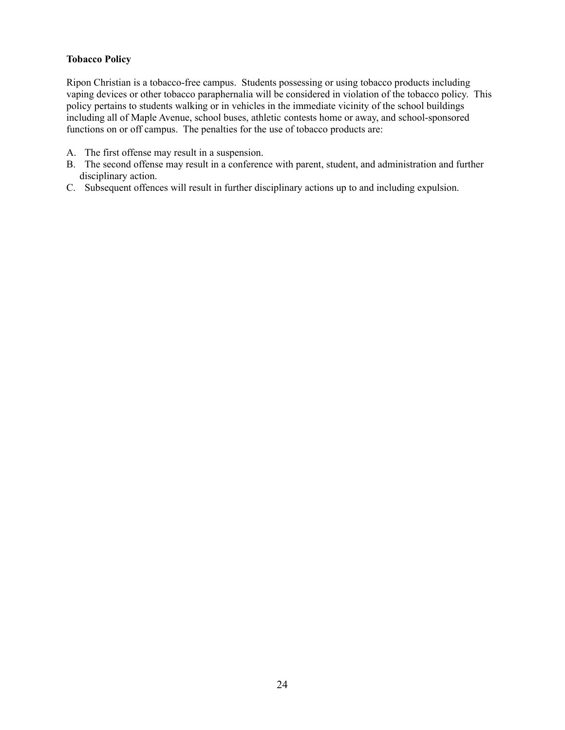**Tobacco Policy**

Ripon Christian is a tobacco-free campus. Students possessing or using tobacco products including vaping devices or other tobacco paraphernalia will be considered in violation of the tobacco policy. This policy pertains to students walking or in vehicles in the immediate vicinity of the school buildings including all of Maple Avenue, school buses, athletic contests home or away, and school-sponsored functions on or off campus. The penalties for the use of tobacco products are:

A. The first offense may result in a suspension.
B. The second offense may result in a conference with parent, student, and administration and further disciplinary action.
C. Subsequent offences will result in further disciplinary actions up to and including expulsion.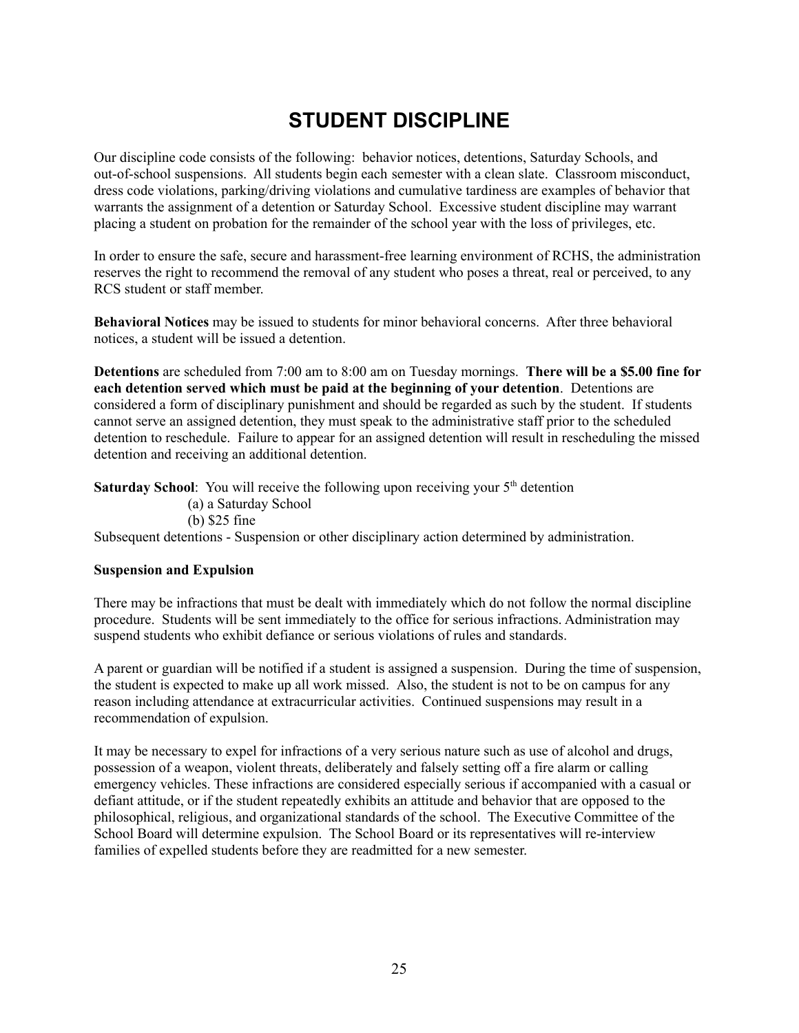# STUDENT DISCIPLINE

Our discipline code consists of the following: behavior notices, detentions, Saturday Schools, and out-of-school suspensions. All students begin each semester with a clean slate. Classroom misconduct, dress code violations, parking/driving violations and cumulative tardiness are examples of behavior that warrants the assignment of a detention or Saturday School. Excessive student discipline may warrant placing a student on probation for the remainder of the school year with the loss of privileges, etc.

In order to ensure the safe, secure and harassment-free learning environment of RCHS, the administration reserves the right to recommend the removal of any student who poses a threat, real or perceived, to any RCS student or staff member.

**Behavioral Notices** may be issued to students for minor behavioral concerns. After three behavioral notices, a student will be issued a detention.

**Detentions** are scheduled from 7:00 am to 8:00 am on Tuesday mornings. **There will be a $5.00 fine for each detention served which must be paid at the beginning of your detention**. Detentions are considered a form of disciplinary punishment and should be regarded as such by the student. If students cannot serve an assigned detention, they must speak to the administrative staff prior to the scheduled detention to reschedule. Failure to appear for an assigned detention will result in rescheduling the missed detention and receiving an additional detention.

**Saturday School**: You will receive the following upon receiving your 5th detention

(a) a Saturday School

(b) $25 fine

Subsequent detentions - Suspension or other disciplinary action determined by administration.

**Suspension and Expulsion**

There may be infractions that must be dealt with immediately which do not follow the normal discipline procedure. Students will be sent immediately to the office for serious infractions. Administration may suspend students who exhibit defiance or serious violations of rules and standards.

A parent or guardian will be notified if a student is assigned a suspension. During the time of suspension, the student is expected to make up all work missed. Also, the student is not to be on campus for any reason including attendance at extracurricular activities. Continued suspensions may result in a recommendation of expulsion.

It may be necessary to expel for infractions of a very serious nature such as use of alcohol and drugs, possession of a weapon, violent threats, deliberately and falsely setting off a fire alarm or calling emergency vehicles. These infractions are considered especially serious if accompanied with a casual or defiant attitude, or if the student repeatedly exhibits an attitude and behavior that are opposed to the philosophical, religious, and organizational standards of the school. The Executive Committee of the School Board will determine expulsion. The School Board or its representatives will re-interview families of expelled students before they are readmitted for a new semester.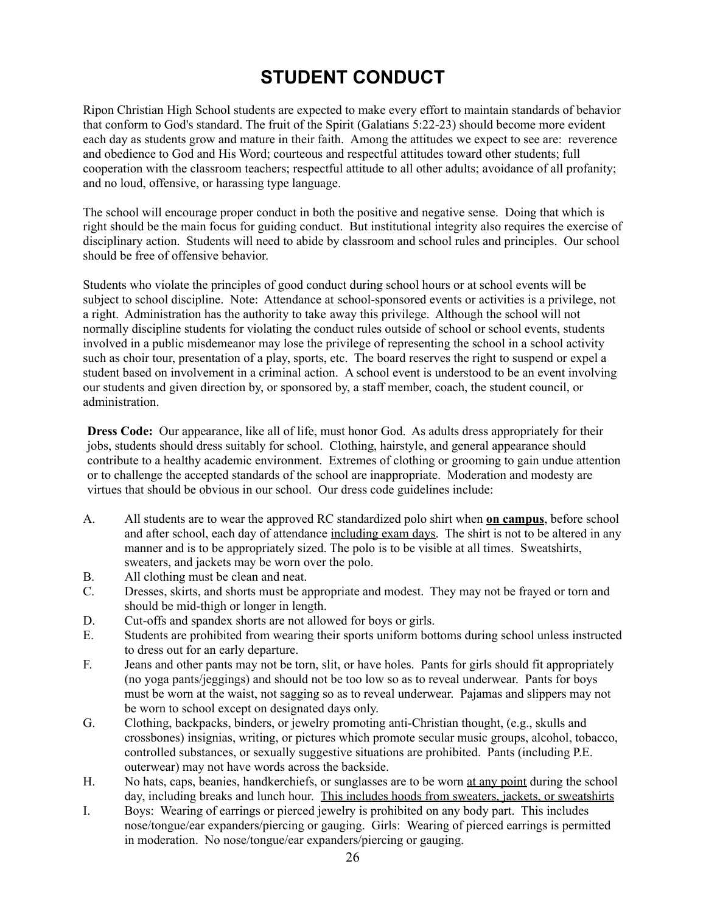# STUDENT CONDUCT

Ripon Christian High School students are expected to make every effort to maintain standards of behavior that conform to God's standard. The fruit of the Spirit (Galatians 5:22-23) should become more evident each day as students grow and mature in their faith. Among the attitudes we expect to see are: reverence and obedience to God and His Word; courteous and respectful attitudes toward other students; full cooperation with the classroom teachers; respectful attitude to all other adults; avoidance of all profanity; and no loud, offensive, or harassing type language.

The school will encourage proper conduct in both the positive and negative sense. Doing that which is right should be the main focus for guiding conduct. But institutional integrity also requires the exercise of disciplinary action. Students will need to abide by classroom and school rules and principles. Our school should be free of offensive behavior.

Students who violate the principles of good conduct during school hours or at school events will be subject to school discipline. Note: Attendance at school-sponsored events or activities is a privilege, not a right. Administration has the authority to take away this privilege. Although the school will not normally discipline students for violating the conduct rules outside of school or school events, students involved in a public misdemeanor may lose the privilege of representing the school in a school activity such as choir tour, presentation of a play, sports, etc. The board reserves the right to suspend or expel a student based on involvement in a criminal action. A school event is understood to be an event involving our students and given direction by, or sponsored by, a staff member, coach, the student council, or administration.

**Dress Code:** Our appearance, like all of life, must honor God. As adults dress appropriately for their jobs, students should dress suitably for school. Clothing, hairstyle, and general appearance should contribute to a healthy academic environment. Extremes of clothing or grooming to gain undue attention or to challenge the accepted standards of the school are inappropriate. Moderation and modesty are virtues that should be obvious in our school. Our dress code guidelines include:

A. All students are to wear the approved RC standardized polo shirt when **<u>on campus</u>**, before school and after school, each day of attendance <u>including exam days</u>. The shirt is not to be altered in any manner and is to be appropriately sized. The polo is to be visible at all times. Sweatshirts, sweaters, and jackets may be worn over the polo.

B. All clothing must be clean and neat.

C. Dresses, skirts, and shorts must be appropriate and modest. They may not be frayed or torn and should be mid-thigh or longer in length.

D. Cut-offs and spandex shorts are not allowed for boys or girls.

E. Students are prohibited from wearing their sports uniform bottoms during school unless instructed to dress out for an early departure.

F. Jeans and other pants may not be torn, slit, or have holes. Pants for girls should fit appropriately (no yoga pants/jeggings) and should not be too low so as to reveal underwear. Pants for boys must be worn at the waist, not sagging so as to reveal underwear. Pajamas and slippers may not be worn to school except on designated days only.

G. Clothing, backpacks, binders, or jewelry promoting anti-Christian thought, (e.g., skulls and crossbones) insignias, writing, or pictures which promote secular music groups, alcohol, tobacco, controlled substances, or sexually suggestive situations are prohibited. Pants (including P.E. outerwear) may not have words across the backside.

H. No hats, caps, beanies, handkerchiefs, or sunglasses are to be worn <u>at any point</u> during the school day, including breaks and lunch hour. <u>This includes hoods from sweaters, jackets, or sweatshirts</u>

I. Boys: Wearing of earrings or pierced jewelry is prohibited on any body part. This includes nose/tongue/ear expanders/piercing or gauging. Girls: Wearing of pierced earrings is permitted in moderation. No nose/tongue/ear expanders/piercing or gauging.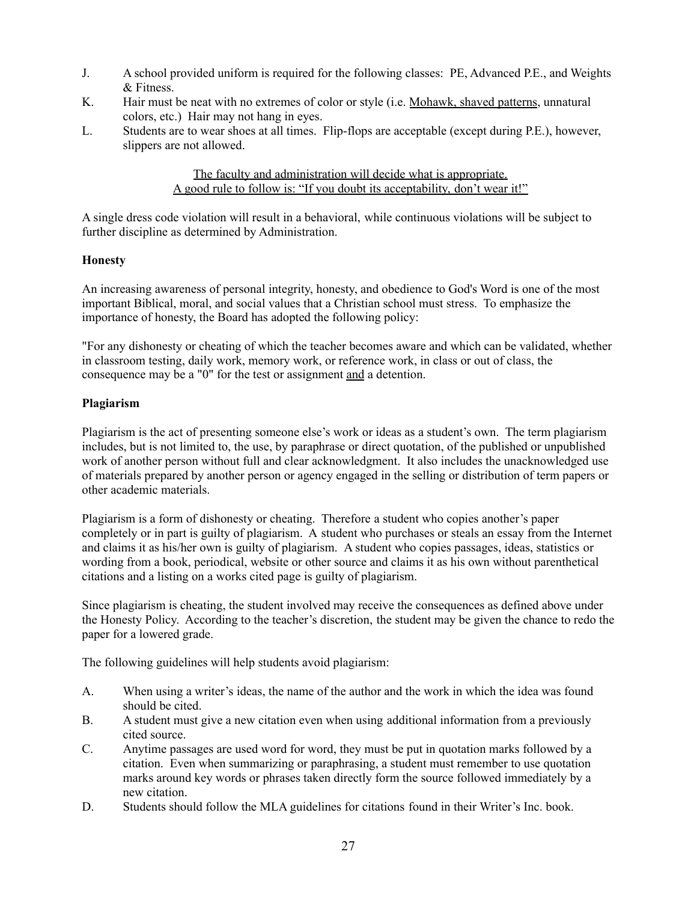J. A school provided uniform is required for the following classes: PE, Advanced P.E., and Weights & Fitness.

K. Hair must be neat with no extremes of color or style (i.e. Mohawk, shaved patterns, unnatural colors, etc.) Hair may not hang in eyes.

L. Students are to wear shoes at all times. Flip-flops are acceptable (except during P.E.), however, slippers are not allowed.

<u>The faculty and administration will decide what is appropriate.</u>
<u>A good rule to follow is: "If you doubt its acceptability, don't wear it!"</u>

A single dress code violation will result in a behavioral, while continuous violations will be subject to further discipline as determined by Administration.

**Honesty**

An increasing awareness of personal integrity, honesty, and obedience to God's Word is one of the most important Biblical, moral, and social values that a Christian school must stress. To emphasize the importance of honesty, the Board has adopted the following policy:

"For any dishonesty or cheating of which the teacher becomes aware and which can be validated, whether in classroom testing, daily work, memory work, or reference work, in class or out of class, the consequence may be a "0" for the test or assignment <u>and</u> a detention.

**Plagiarism**

Plagiarism is the act of presenting someone else's work or ideas as a student's own. The term plagiarism includes, but is not limited to, the use, by paraphrase or direct quotation, of the published or unpublished work of another person without full and clear acknowledgment. It also includes the unacknowledged use of materials prepared by another person or agency engaged in the selling or distribution of term papers or other academic materials.

Plagiarism is a form of dishonesty or cheating. Therefore a student who copies another's paper completely or in part is guilty of plagiarism. A student who purchases or steals an essay from the Internet and claims it as his/her own is guilty of plagiarism. A student who copies passages, ideas, statistics or wording from a book, periodical, website or other source and claims it as his own without parenthetical citations and a listing on a works cited page is guilty of plagiarism.

Since plagiarism is cheating, the student involved may receive the consequences as defined above under the Honesty Policy. According to the teacher's discretion, the student may be given the chance to redo the paper for a lowered grade.

The following guidelines will help students avoid plagiarism:

A. When using a writer's ideas, the name of the author and the work in which the idea was found should be cited.

B. A student must give a new citation even when using additional information from a previously cited source.

C. Anytime passages are used word for word, they must be put in quotation marks followed by a citation. Even when summarizing or paraphrasing, a student must remember to use quotation marks around key words or phrases taken directly form the source followed immediately by a new citation.

D. Students should follow the MLA guidelines for citations found in their Writer's Inc. book.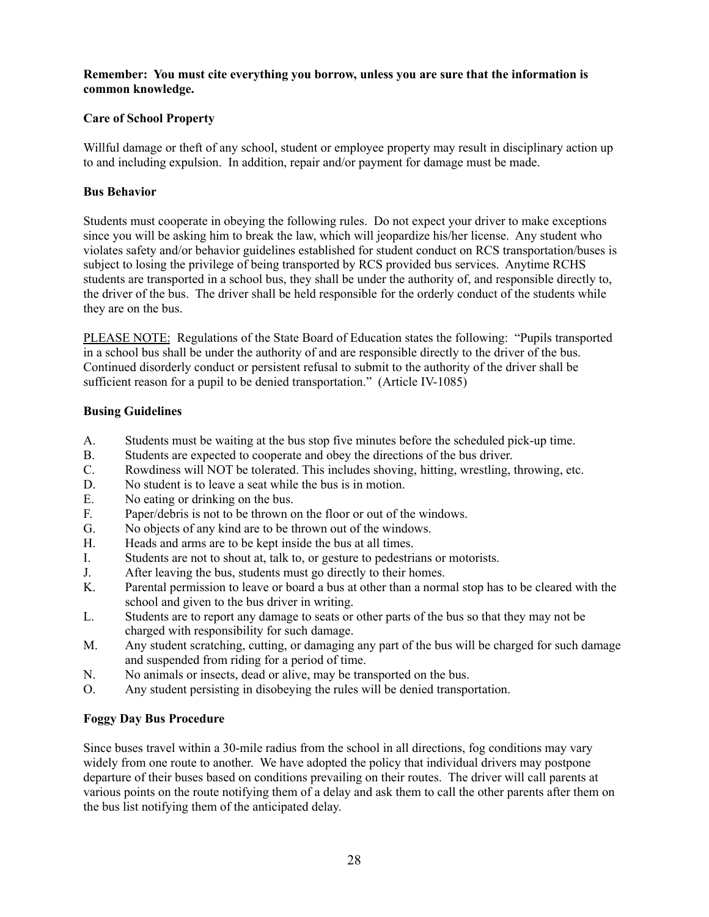**Remember: You must cite everything you borrow, unless you are sure that the information is common knowledge.**

**Care of School Property**

Willful damage or theft of any school, student or employee property may result in disciplinary action up to and including expulsion. In addition, repair and/or payment for damage must be made.

**Bus Behavior**

Students must cooperate in obeying the following rules. Do not expect your driver to make exceptions since you will be asking him to break the law, which will jeopardize his/her license. Any student who violates safety and/or behavior guidelines established for student conduct on RCS transportation/buses is subject to losing the privilege of being transported by RCS provided bus services. Anytime RCHS students are transported in a school bus, they shall be under the authority of, and responsible directly to, the driver of the bus. The driver shall be held responsible for the orderly conduct of the students while they are on the bus.

PLEASE NOTE: Regulations of the State Board of Education states the following: "Pupils transported in a school bus shall be under the authority of and are responsible directly to the driver of the bus. Continued disorderly conduct or persistent refusal to submit to the authority of the driver shall be sufficient reason for a pupil to be denied transportation." (Article IV-1085)

**Busing Guidelines**

A. Students must be waiting at the bus stop five minutes before the scheduled pick-up time.
B. Students are expected to cooperate and obey the directions of the bus driver.
C. Rowdiness will NOT be tolerated. This includes shoving, hitting, wrestling, throwing, etc.
D. No student is to leave a seat while the bus is in motion.
E. No eating or drinking on the bus.
F. Paper/debris is not to be thrown on the floor or out of the windows.
G. No objects of any kind are to be thrown out of the windows.
H. Heads and arms are to be kept inside the bus at all times.
I. Students are not to shout at, talk to, or gesture to pedestrians or motorists.
J. After leaving the bus, students must go directly to their homes.
K. Parental permission to leave or board a bus at other than a normal stop has to be cleared with the school and given to the bus driver in writing.
L. Students are to report any damage to seats or other parts of the bus so that they may not be charged with responsibility for such damage.
M. Any student scratching, cutting, or damaging any part of the bus will be charged for such damage and suspended from riding for a period of time.
N. No animals or insects, dead or alive, may be transported on the bus.
O. Any student persisting in disobeying the rules will be denied transportation.

**Foggy Day Bus Procedure**

Since buses travel within a 30-mile radius from the school in all directions, fog conditions may vary widely from one route to another. We have adopted the policy that individual drivers may postpone departure of their buses based on conditions prevailing on their routes. The driver will call parents at various points on the route notifying them of a delay and ask them to call the other parents after them on the bus list notifying them of the anticipated delay.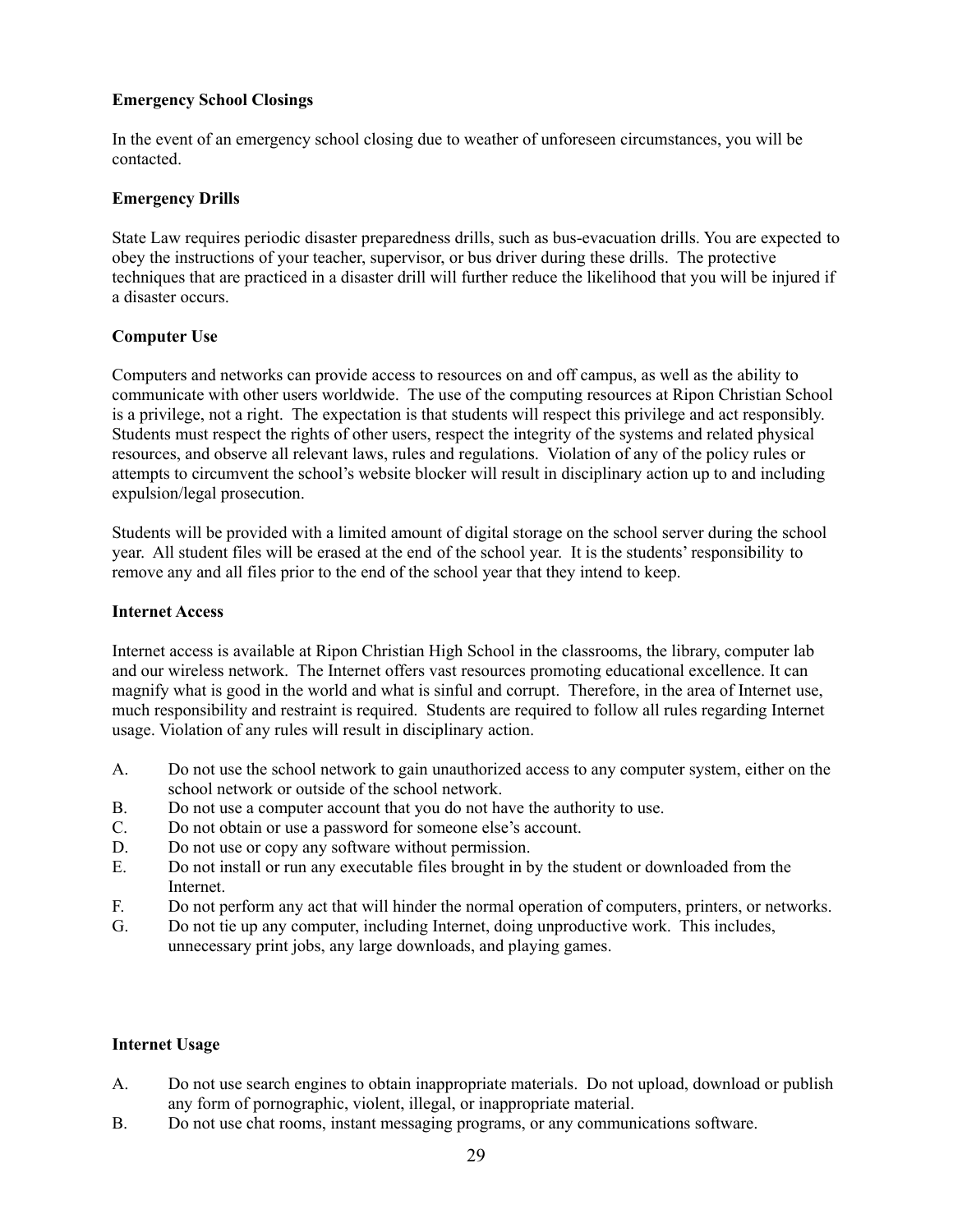**Emergency School Closings**

In the event of an emergency school closing due to weather of unforeseen circumstances, you will be contacted.

**Emergency Drills**

State Law requires periodic disaster preparedness drills, such as bus-evacuation drills. You are expected to obey the instructions of your teacher, supervisor, or bus driver during these drills. The protective techniques that are practiced in a disaster drill will further reduce the likelihood that you will be injured if a disaster occurs.

**Computer Use**

Computers and networks can provide access to resources on and off campus, as well as the ability to communicate with other users worldwide. The use of the computing resources at Ripon Christian School is a privilege, not a right. The expectation is that students will respect this privilege and act responsibly. Students must respect the rights of other users, respect the integrity of the systems and related physical resources, and observe all relevant laws, rules and regulations. Violation of any of the policy rules or attempts to circumvent the school's website blocker will result in disciplinary action up to and including expulsion/legal prosecution.

Students will be provided with a limited amount of digital storage on the school server during the school year. All student files will be erased at the end of the school year. It is the students' responsibility to remove any and all files prior to the end of the school year that they intend to keep.

**Internet Access**

Internet access is available at Ripon Christian High School in the classrooms, the library, computer lab and our wireless network. The Internet offers vast resources promoting educational excellence. It can magnify what is good in the world and what is sinful and corrupt. Therefore, in the area of Internet use, much responsibility and restraint is required. Students are required to follow all rules regarding Internet usage. Violation of any rules will result in disciplinary action.

A. Do not use the school network to gain unauthorized access to any computer system, either on the school network or outside of the school network.
B. Do not use a computer account that you do not have the authority to use.
C. Do not obtain or use a password for someone else's account.
D. Do not use or copy any software without permission.
E. Do not install or run any executable files brought in by the student or downloaded from the Internet.
F. Do not perform any act that will hinder the normal operation of computers, printers, or networks.
G. Do not tie up any computer, including Internet, doing unproductive work. This includes, unnecessary print jobs, any large downloads, and playing games.

**Internet Usage**

A. Do not use search engines to obtain inappropriate materials. Do not upload, download or publish any form of pornographic, violent, illegal, or inappropriate material.
B. Do not use chat rooms, instant messaging programs, or any communications software.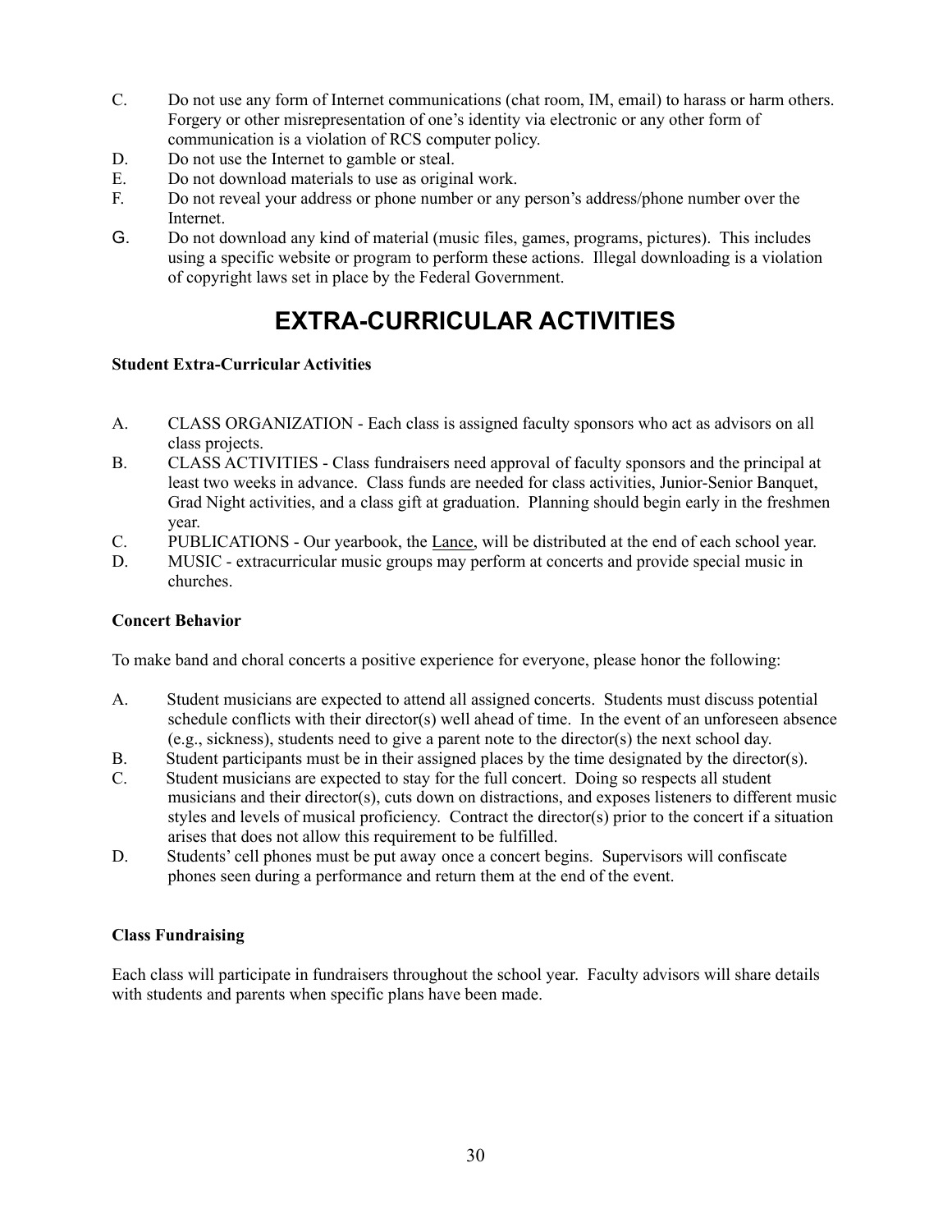C. Do not use any form of Internet communications (chat room, IM, email) to harass or harm others. Forgery or other misrepresentation of one's identity via electronic or any other form of communication is a violation of RCS computer policy.

D. Do not use the Internet to gamble or steal.

E. Do not download materials to use as original work.

F. Do not reveal your address or phone number or any person's address/phone number over the Internet.

G. Do not download any kind of material (music files, games, programs, pictures). This includes using a specific website or program to perform these actions. Illegal downloading is a violation of copyright laws set in place by the Federal Government.

# EXTRA-CURRICULAR ACTIVITIES

**Student Extra-Curricular Activities**

A. CLASS ORGANIZATION - Each class is assigned faculty sponsors who act as advisors on all class projects.

B. CLASS ACTIVITIES - Class fundraisers need approval of faculty sponsors and the principal at least two weeks in advance. Class funds are needed for class activities, Junior-Senior Banquet, Grad Night activities, and a class gift at graduation. Planning should begin early in the freshmen year.

C. PUBLICATIONS - Our yearbook, the <u>Lance</u>, will be distributed at the end of each school year.

D. MUSIC - extracurricular music groups may perform at concerts and provide special music in churches.

**Concert Behavior**

To make band and choral concerts a positive experience for everyone, please honor the following:

A. Student musicians are expected to attend all assigned concerts. Students must discuss potential schedule conflicts with their director(s) well ahead of time. In the event of an unforeseen absence (e.g., sickness), students need to give a parent note to the director(s) the next school day.

B. Student participants must be in their assigned places by the time designated by the director(s).

C. Student musicians are expected to stay for the full concert. Doing so respects all student musicians and their director(s), cuts down on distractions, and exposes listeners to different music styles and levels of musical proficiency. Contract the director(s) prior to the concert if a situation arises that does not allow this requirement to be fulfilled.

D. Students' cell phones must be put away once a concert begins. Supervisors will confiscate phones seen during a performance and return them at the end of the event.

**Class Fundraising**

Each class will participate in fundraisers throughout the school year. Faculty advisors will share details with students and parents when specific plans have been made.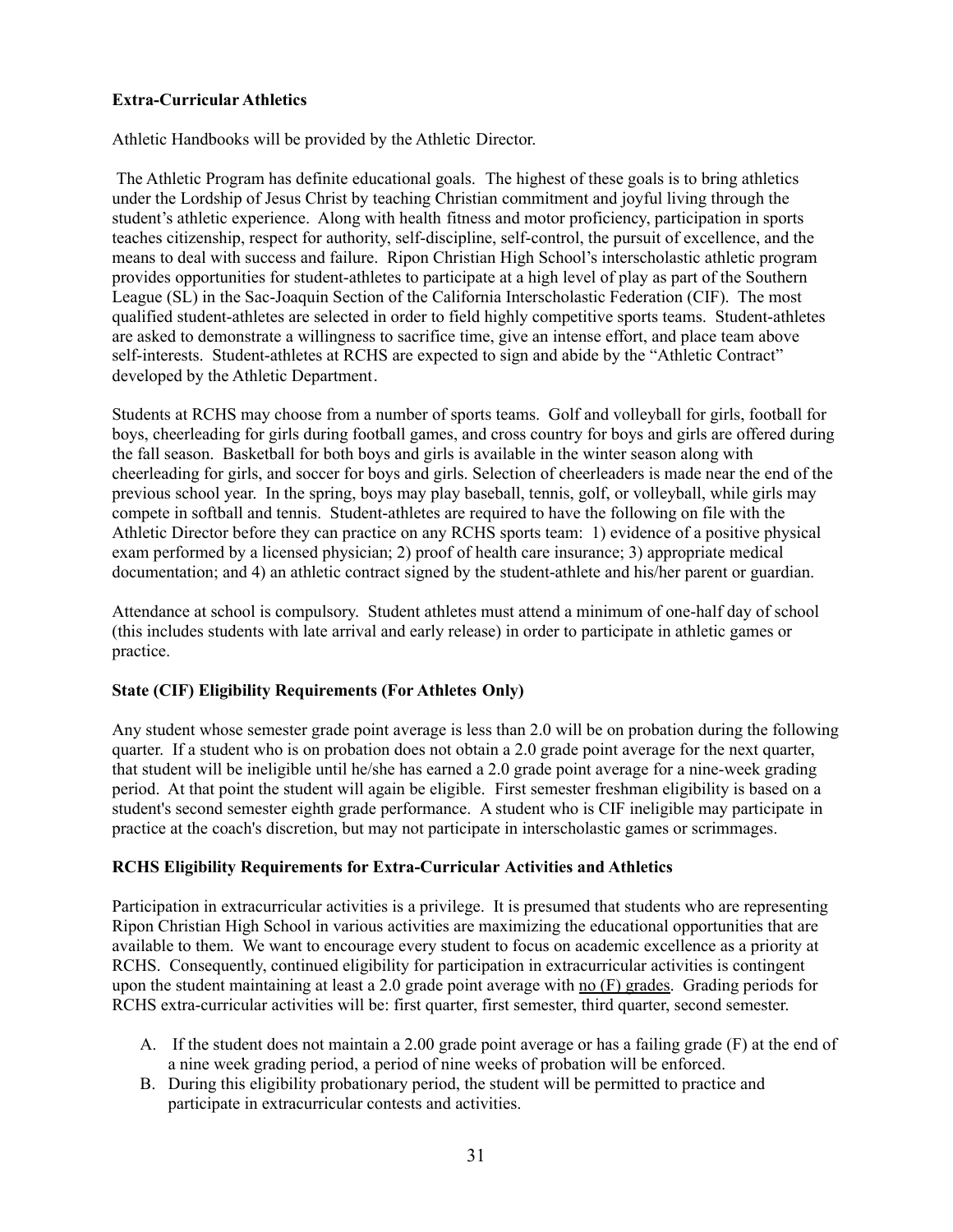**Extra-Curricular Athletics**

Athletic Handbooks will be provided by the Athletic Director.

The Athletic Program has definite educational goals. The highest of these goals is to bring athletics under the Lordship of Jesus Christ by teaching Christian commitment and joyful living through the student's athletic experience. Along with health fitness and motor proficiency, participation in sports teaches citizenship, respect for authority, self-discipline, self-control, the pursuit of excellence, and the means to deal with success and failure. Ripon Christian High School's interscholastic athletic program provides opportunities for student-athletes to participate at a high level of play as part of the Southern League (SL) in the Sac-Joaquin Section of the California Interscholastic Federation (CIF). The most qualified student-athletes are selected in order to field highly competitive sports teams. Student-athletes are asked to demonstrate a willingness to sacrifice time, give an intense effort, and place team above self-interests. Student-athletes at RCHS are expected to sign and abide by the "Athletic Contract" developed by the Athletic Department.

Students at RCHS may choose from a number of sports teams. Golf and volleyball for girls, football for boys, cheerleading for girls during football games, and cross country for boys and girls are offered during the fall season. Basketball for both boys and girls is available in the winter season along with cheerleading for girls, and soccer for boys and girls. Selection of cheerleaders is made near the end of the previous school year. In the spring, boys may play baseball, tennis, golf, or volleyball, while girls may compete in softball and tennis. Student-athletes are required to have the following on file with the Athletic Director before they can practice on any RCHS sports team: 1) evidence of a positive physical exam performed by a licensed physician; 2) proof of health care insurance; 3) appropriate medical documentation; and 4) an athletic contract signed by the student-athlete and his/her parent or guardian.

Attendance at school is compulsory. Student athletes must attend a minimum of one-half day of school (this includes students with late arrival and early release) in order to participate in athletic games or practice.

**State (CIF) Eligibility Requirements (For Athletes Only)**

Any student whose semester grade point average is less than 2.0 will be on probation during the following quarter. If a student who is on probation does not obtain a 2.0 grade point average for the next quarter, that student will be ineligible until he/she has earned a 2.0 grade point average for a nine-week grading period. At that point the student will again be eligible. First semester freshman eligibility is based on a student's second semester eighth grade performance. A student who is CIF ineligible may participate in practice at the coach's discretion, but may not participate in interscholastic games or scrimmages.

**RCHS Eligibility Requirements for Extra-Curricular Activities and Athletics**

Participation in extracurricular activities is a privilege. It is presumed that students who are representing Ripon Christian High School in various activities are maximizing the educational opportunities that are available to them. We want to encourage every student to focus on academic excellence as a priority at RCHS. Consequently, continued eligibility for participation in extracurricular activities is contingent upon the student maintaining at least a 2.0 grade point average with <u>no (F) grades</u>. Grading periods for RCHS extra-curricular activities will be: first quarter, first semester, third quarter, second semester.

A. If the student does not maintain a 2.00 grade point average or has a failing grade (F) at the end of a nine week grading period, a period of nine weeks of probation will be enforced.
B. During this eligibility probationary period, the student will be permitted to practice and participate in extracurricular contests and activities.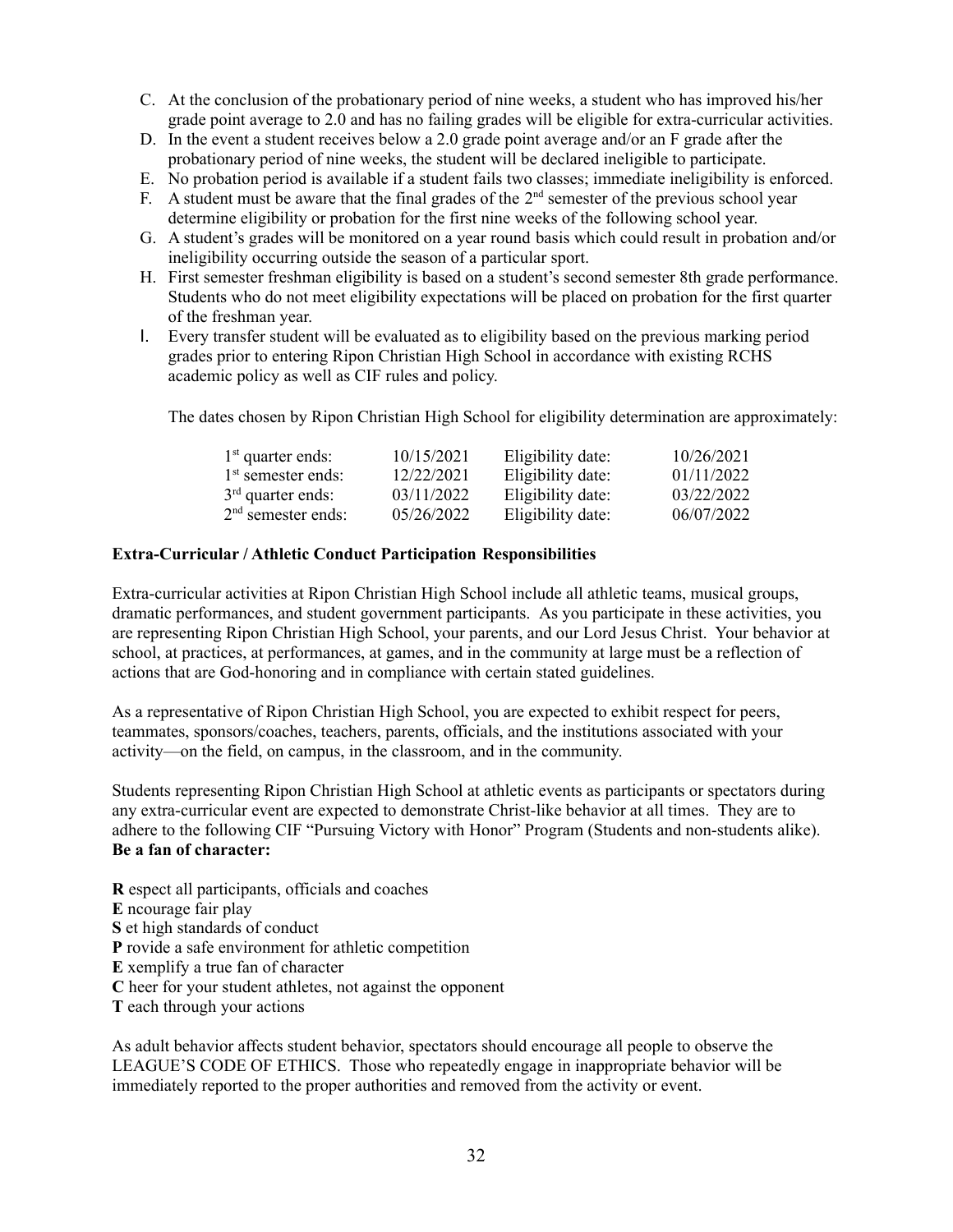C. At the conclusion of the probationary period of nine weeks, a student who has improved his/her grade point average to 2.0 and has no failing grades will be eligible for extra-curricular activities.
D. In the event a student receives below a 2.0 grade point average and/or an F grade after the probationary period of nine weeks, the student will be declared ineligible to participate.
E. No probation period is available if a student fails two classes; immediate ineligibility is enforced.
F. A student must be aware that the final grades of the 2nd semester of the previous school year determine eligibility or probation for the first nine weeks of the following school year.
G. A student's grades will be monitored on a year round basis which could result in probation and/or ineligibility occurring outside the season of a particular sport.
H. First semester freshman eligibility is based on a student's second semester 8th grade performance. Students who do not meet eligibility expectations will be placed on probation for the first quarter of the freshman year.
I. Every transfer student will be evaluated as to eligibility based on the previous marking period grades prior to entering Ripon Christian High School in accordance with existing RCHS academic policy as well as CIF rules and policy.

The dates chosen by Ripon Christian High School for eligibility determination are approximately:

| | | | |
|---|---|---|---|
| 1st quarter ends: | 10/15/2021 | Eligibility date: | 10/26/2021 |
| 1st semester ends: | 12/22/2021 | Eligibility date: | 01/11/2022 |
| 3rd quarter ends: | 03/11/2022 | Eligibility date: | 03/22/2022 |
| 2nd semester ends: | 05/26/2022 | Eligibility date: | 06/07/2022 |

**Extra-Curricular / Athletic Conduct Participation Responsibilities**

Extra-curricular activities at Ripon Christian High School include all athletic teams, musical groups, dramatic performances, and student government participants. As you participate in these activities, you are representing Ripon Christian High School, your parents, and our Lord Jesus Christ. Your behavior at school, at practices, at performances, at games, and in the community at large must be a reflection of actions that are God-honoring and in compliance with certain stated guidelines.

As a representative of Ripon Christian High School, you are expected to exhibit respect for peers, teammates, sponsors/coaches, teachers, parents, officials, and the institutions associated with your activity—on the field, on campus, in the classroom, and in the community.

Students representing Ripon Christian High School at athletic events as participants or spectators during any extra-curricular event are expected to demonstrate Christ-like behavior at all times. They are to adhere to the following CIF "Pursuing Victory with Honor" Program (Students and non-students alike).
**Be a fan of character:**

**R** espect all participants, officials and coaches
**E** ncourage fair play
**S** et high standards of conduct
**P** rovide a safe environment for athletic competition
**E** xemplify a true fan of character
**C** heer for your student athletes, not against the opponent
**T** each through your actions

As adult behavior affects student behavior, spectators should encourage all people to observe the LEAGUE'S CODE OF ETHICS. Those who repeatedly engage in inappropriate behavior will be immediately reported to the proper authorities and removed from the activity or event.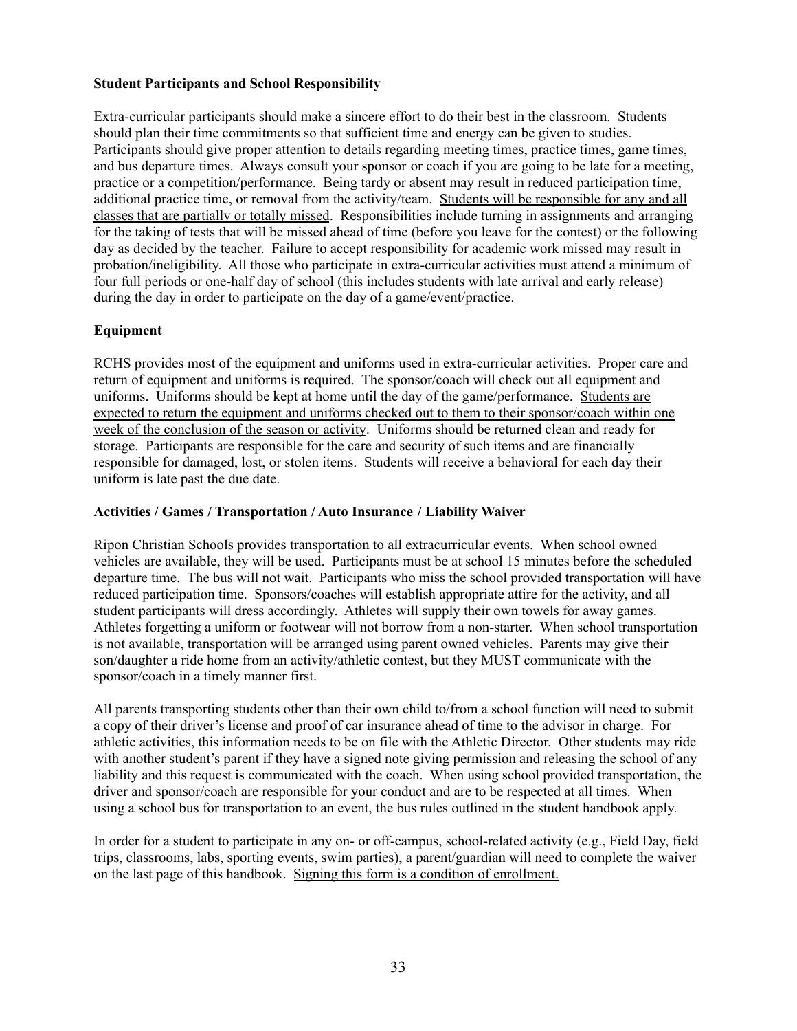**Student Participants and School Responsibility**

Extra-curricular participants should make a sincere effort to do their best in the classroom. Students should plan their time commitments so that sufficient time and energy can be given to studies. Participants should give proper attention to details regarding meeting times, practice times, game times, and bus departure times. Always consult your sponsor or coach if you are going to be late for a meeting, practice or a competition/performance. Being tardy or absent may result in reduced participation time, additional practice time, or removal from the activity/team. <u>Students will be responsible for any and all classes that are partially or totally missed</u>. Responsibilities include turning in assignments and arranging for the taking of tests that will be missed ahead of time (before you leave for the contest) or the following day as decided by the teacher. Failure to accept responsibility for academic work missed may result in probation/ineligibility. All those who participate in extra-curricular activities must attend a minimum of four full periods or one-half day of school (this includes students with late arrival and early release) during the day in order to participate on the day of a game/event/practice.

**Equipment**

RCHS provides most of the equipment and uniforms used in extra-curricular activities. Proper care and return of equipment and uniforms is required. The sponsor/coach will check out all equipment and uniforms. Uniforms should be kept at home until the day of the game/performance. <u>Students are expected to return the equipment and uniforms checked out to them to their sponsor/coach within one week of the conclusion of the season or activity</u>. Uniforms should be returned clean and ready for storage. Participants are responsible for the care and security of such items and are financially responsible for damaged, lost, or stolen items. Students will receive a behavioral for each day their uniform is late past the due date.

**Activities / Games / Transportation / Auto Insurance / Liability Waiver**

Ripon Christian Schools provides transportation to all extracurricular events. When school owned vehicles are available, they will be used. Participants must be at school 15 minutes before the scheduled departure time. The bus will not wait. Participants who miss the school provided transportation will have reduced participation time. Sponsors/coaches will establish appropriate attire for the activity, and all student participants will dress accordingly. Athletes will supply their own towels for away games. Athletes forgetting a uniform or footwear will not borrow from a non-starter. When school transportation is not available, transportation will be arranged using parent owned vehicles. Parents may give their son/daughter a ride home from an activity/athletic contest, but they MUST communicate with the sponsor/coach in a timely manner first.

All parents transporting students other than their own child to/from a school function will need to submit a copy of their driver's license and proof of car insurance ahead of time to the advisor in charge. For athletic activities, this information needs to be on file with the Athletic Director. Other students may ride with another student's parent if they have a signed note giving permission and releasing the school of any liability and this request is communicated with the coach. When using school provided transportation, the driver and sponsor/coach are responsible for their conduct and are to be respected at all times. When using a school bus for transportation to an event, the bus rules outlined in the student handbook apply.

In order for a student to participate in any on- or off-campus, school-related activity (e.g., Field Day, field trips, classrooms, labs, sporting events, swim parties), a parent/guardian will need to complete the waiver on the last page of this handbook. <u>Signing this form is a condition of enrollment.</u>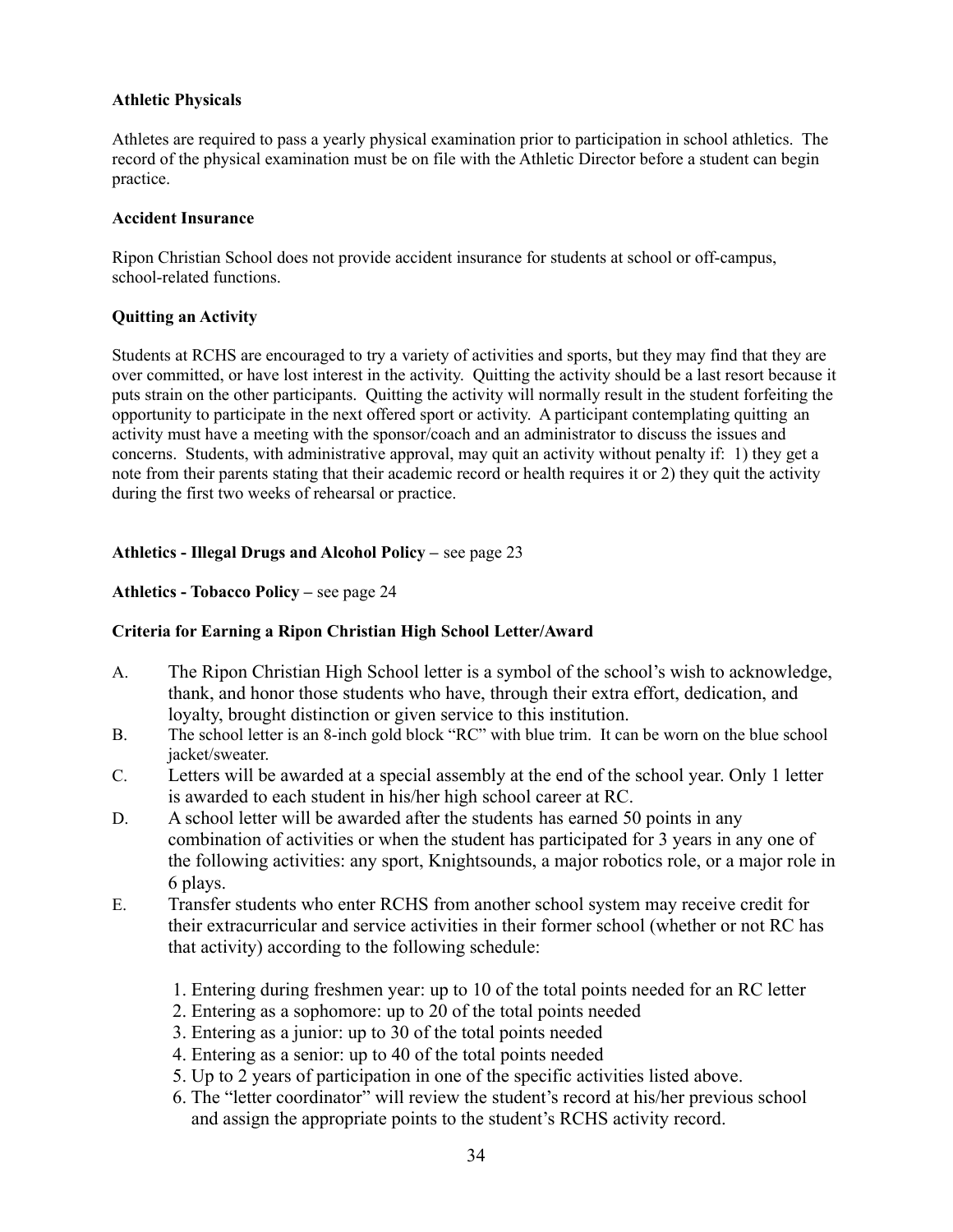**Athletic Physicals**

Athletes are required to pass a yearly physical examination prior to participation in school athletics. The record of the physical examination must be on file with the Athletic Director before a student can begin practice.

**Accident Insurance**

Ripon Christian School does not provide accident insurance for students at school or off-campus, school-related functions.

**Quitting an Activity**

Students at RCHS are encouraged to try a variety of activities and sports, but they may find that they are over committed, or have lost interest in the activity. Quitting the activity should be a last resort because it puts strain on the other participants. Quitting the activity will normally result in the student forfeiting the opportunity to participate in the next offered sport or activity. A participant contemplating quitting an activity must have a meeting with the sponsor/coach and an administrator to discuss the issues and concerns. Students, with administrative approval, may quit an activity without penalty if: 1) they get a note from their parents stating that their academic record or health requires it or 2) they quit the activity during the first two weeks of rehearsal or practice.

**Athletics - Illegal Drugs and Alcohol Policy –** see page 23

**Athletics - Tobacco Policy –** see page 24

**Criteria for Earning a Ripon Christian High School Letter/Award**

A. The Ripon Christian High School letter is a symbol of the school's wish to acknowledge, thank, and honor those students who have, through their extra effort, dedication, and loyalty, brought distinction or given service to this institution.

B. The school letter is an 8-inch gold block "RC" with blue trim. It can be worn on the blue school jacket/sweater.

C. Letters will be awarded at a special assembly at the end of the school year. Only 1 letter is awarded to each student in his/her high school career at RC.

D. A school letter will be awarded after the students has earned 50 points in any combination of activities or when the student has participated for 3 years in any one of the following activities: any sport, Knightsounds, a major robotics role, or a major role in 6 plays.

E. Transfer students who enter RCHS from another school system may receive credit for their extracurricular and service activities in their former school (whether or not RC has that activity) according to the following schedule:

1. Entering during freshmen year: up to 10 of the total points needed for an RC letter
2. Entering as a sophomore: up to 20 of the total points needed
3. Entering as a junior: up to 30 of the total points needed
4. Entering as a senior: up to 40 of the total points needed
5. Up to 2 years of participation in one of the specific activities listed above.
6. The "letter coordinator" will review the student's record at his/her previous school and assign the appropriate points to the student's RCHS activity record.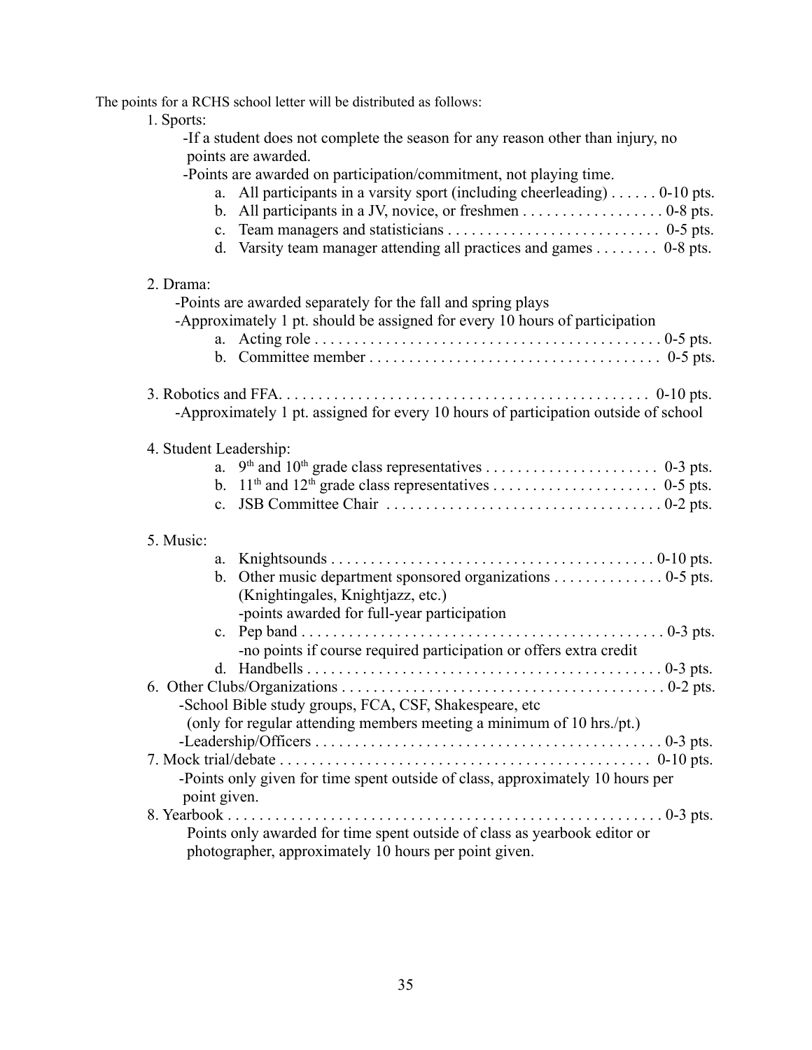The points for a RCHS school letter will be distributed as follows:

1. Sports:
   - If a student does not complete the season for any reason other than injury, no points are awarded.
   - Points are awarded on participation/commitment, not playing time.
     a. All participants in a varsity sport (including cheerleading) . . . . . . 0-10 pts.
     b. All participants in a JV, novice, or freshmen . . . . . . . . . . . . . . . . . . 0-8 pts.
     c. Team managers and statisticians . . . . . . . . . . . . . . . . . . . . . . . . . . . 0-5 pts.
     d. Varsity team manager attending all practices and games . . . . . . . . 0-8 pts.

2. Drama:
   - Points are awarded separately for the fall and spring plays
   - Approximately 1 pt. should be assigned for every 10 hours of participation
     a. Acting role . . . . . . . . . . . . . . . . . . . . . . . . . . . . . . . . . . . . . . . . . . . 0-5 pts.
     b. Committee member . . . . . . . . . . . . . . . . . . . . . . . . . . . . . . . . . . . . 0-5 pts.

3. Robotics and FFA. . . . . . . . . . . . . . . . . . . . . . . . . . . . . . . . . . . . . . . . . . . . . . 0-10 pts.
   - Approximately 1 pt. assigned for every 10 hours of participation outside of school

4. Student Leadership:
   a. 9th and 10th grade class representatives . . . . . . . . . . . . . . . . . . . . . . 0-3 pts.
   b. 11th and 12th grade class representatives . . . . . . . . . . . . . . . . . . . . . 0-5 pts.
   c. JSB Committee Chair . . . . . . . . . . . . . . . . . . . . . . . . . . . . . . . . . . . 0-2 pts.

5. Music:
   a. Knightsounds . . . . . . . . . . . . . . . . . . . . . . . . . . . . . . . . . . . . . . . . . 0-10 pts.
   b. Other music department sponsored organizations . . . . . . . . . . . . . . 0-5 pts.
      (Knightingales, Knightjazz, etc.)
      - points awarded for full-year participation
   c. Pep band . . . . . . . . . . . . . . . . . . . . . . . . . . . . . . . . . . . . . . . . . . . . . 0-3 pts.
      - no points if course required participation or offers extra credit
   d. Handbells . . . . . . . . . . . . . . . . . . . . . . . . . . . . . . . . . . . . . . . . . . . . 0-3 pts.

6. Other Clubs/Organizations . . . . . . . . . . . . . . . . . . . . . . . . . . . . . . . . . . . . . . . . 0-2 pts.
   - School Bible study groups, FCA, CSF, Shakespeare, etc
     (only for regular attending members meeting a minimum of 10 hrs./pt.)
   - Leadership/Officers . . . . . . . . . . . . . . . . . . . . . . . . . . . . . . . . . . . . . . . . . . . 0-3 pts.

7. Mock trial/debate . . . . . . . . . . . . . . . . . . . . . . . . . . . . . . . . . . . . . . . . . . . . . . 0-10 pts.
   - Points only given for time spent outside of class, approximately 10 hours per point given.

8. Yearbook . . . . . . . . . . . . . . . . . . . . . . . . . . . . . . . . . . . . . . . . . . . . . . . . . . . . . 0-3 pts.
   Points only awarded for time spent outside of class as yearbook editor or photographer, approximately 10 hours per point given.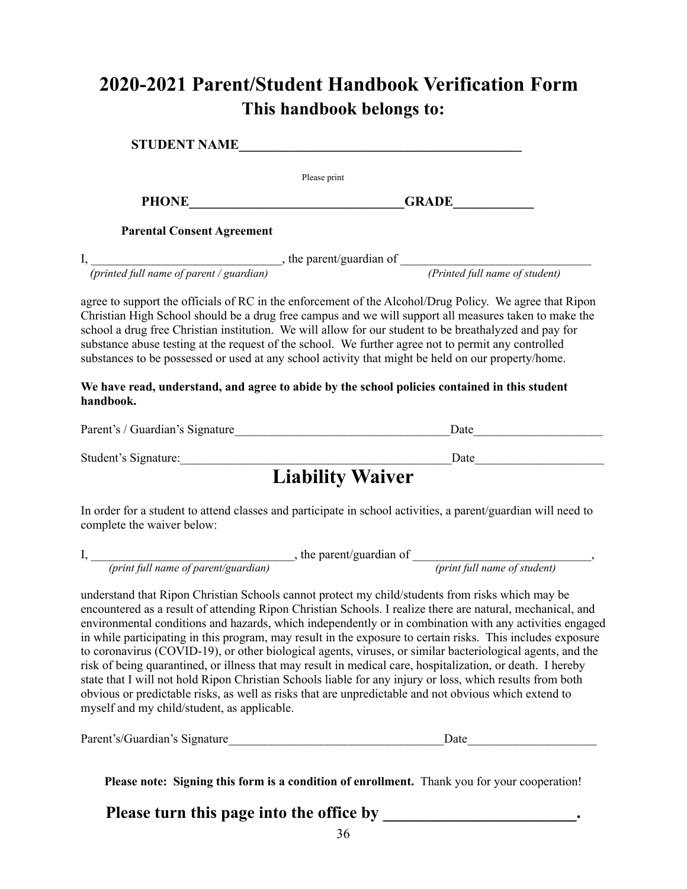# 2020-2021 Parent/Student Handbook Verification Form

## This handbook belongs to:

**STUDENT NAME___________________________________________**

Please print

**PHONE_________________________________GRADE____________**

**Parental Consent Agreement**

I, ______________________________, the parent/guardian of ______________________________
*(printed full name of parent / guardian)* *(Printed full name of student)*

agree to support the officials of RC in the enforcement of the Alcohol/Drug Policy. We agree that Ripon Christian High School should be a drug free campus and we will support all measures taken to make the school a drug free Christian institution. We will allow for our student to be breathalyzed and pay for substance abuse testing at the request of the school. We further agree not to permit any controlled substances to be possessed or used at any school activity that might be held on our property/home.

**We have read, understand, and agree to abide by the school policies contained in this student handbook.**

Parent's / Guardian's Signature___________________________________Date____________________

Student's Signature:__________________________________________Date____________________

# Liability Waiver

In order for a student to attend classes and participate in school activities, a parent/guardian will need to complete the waiver below:

I, _________________________________, the parent/guardian of ____________________________,
*(print full name of parent/guardian)* *(print full name of student)*

understand that Ripon Christian Schools cannot protect my child/students from risks which may be encountered as a result of attending Ripon Christian Schools. I realize there are natural, mechanical, and environmental conditions and hazards, which independently or in combination with any activities engaged in while participating in this program, may result in the exposure to certain risks. This includes exposure to coronavirus (COVID-19), or other biological agents, viruses, or similar bacteriological agents, and the risk of being quarantined, or illness that may result in medical care, hospitalization, or death. I hereby state that I will not hold Ripon Christian Schools liable for any injury or loss, which results from both obvious or predictable risks, as well as risks that are unpredictable and not obvious which extend to myself and my child/student, as applicable.

Parent's/Guardian's Signature___________________________________Date____________________

**Please note: Signing this form is a condition of enrollment.** Thank you for your cooperation!

**Please turn this page into the office by _______________________.**